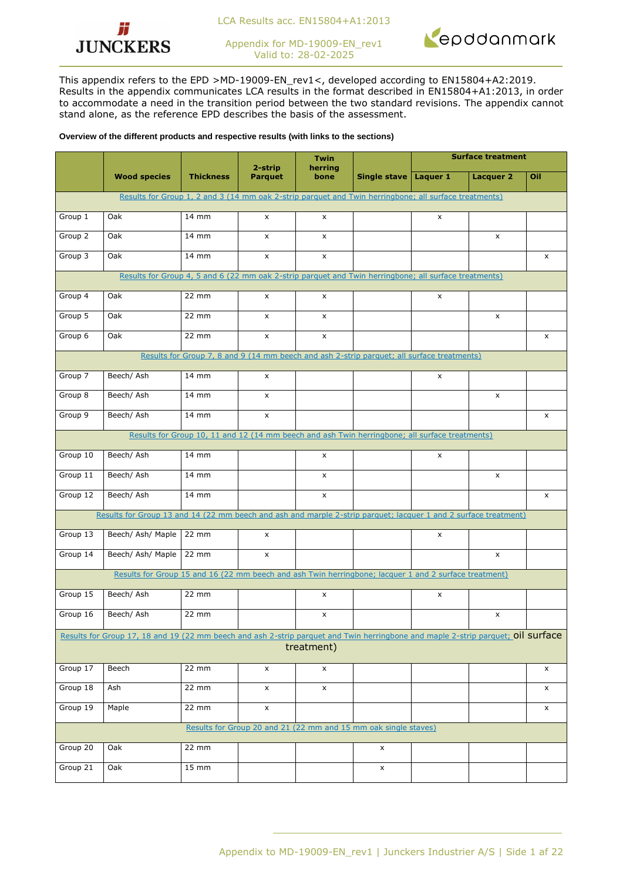LCA Results acc. EN15804+A1:2013

Appendix for MD-19009-EN_rev1
Valid to: 28-02-2025

This appendix refers to the EPD >MD-19009-EN_rev1<, developed according to EN15804+A2:2019. Results in the appendix communicates LCA results in the format described in EN15804+A1:2013, in order to accommodate a need in the transition period between the two standard revisions. The appendix cannot stand alone, as the reference EPD describes the basis of the assessment.

**Overview of the different products and respective results (with links to the sections)**

| | Wood species | Thickness | 2-strip Parquet | Twin herring bone | Single stave | Surface treatment | | |
|---|---|---|---|---|---|---|---|---|
| | | | | | | Laquer 1 | Lacquer 2 | Oil |
| Results for Group 1, 2 and 3 (14 mm oak 2-strip parquet and Twin herringbone; all surface treatments) | | | | | | | | |
| Group 1 | Oak | 14 mm | x | x | | x | | |
| Group 2 | Oak | 14 mm | x | x | | | x | |
| Group 3 | Oak | 14 mm | x | x | | | | x |
| Results for Group 4, 5 and 6 (22 mm oak 2-strip parquet and Twin herringbone; all surface treatments) | | | | | | | | |
| Group 4 | Oak | 22 mm | x | x | | x | | |
| Group 5 | Oak | 22 mm | x | x | | | x | |
| Group 6 | Oak | 22 mm | x | x | | | | x |
| Results for Group 7, 8 and 9 (14 mm beech and ash 2-strip parquet; all surface treatments) | | | | | | | | |
| Group 7 | Beech/ Ash | 14 mm | x | | | x | | |
| Group 8 | Beech/ Ash | 14 mm | x | | | | x | |
| Group 9 | Beech/ Ash | 14 mm | x | | | | | x |
| Results for Group 10, 11 and 12 (14 mm beech and ash Twin herringbone; all surface treatments) | | | | | | | | |
| Group 10 | Beech/ Ash | 14 mm | | x | | x | | |
| Group 11 | Beech/ Ash | 14 mm | | x | | | x | |
| Group 12 | Beech/ Ash | 14 mm | | x | | | | x |
| Results for Group 13 and 14 (22 mm beech and ash and marple 2-strip parquet; lacquer 1 and 2 surface treatment) | | | | | | | | |
| Group 13 | Beech/ Ash/ Maple | 22 mm | x | | | x | | |
| Group 14 | Beech/ Ash/ Maple | 22 mm | x | | | | x | |
| Results for Group 15 and 16 (22 mm beech and ash Twin herringbone; lacquer 1 and 2 surface treatment) | | | | | | | | |
| Group 15 | Beech/ Ash | 22 mm | | x | | x | | |
| Group 16 | Beech/ Ash | 22 mm | | x | | | x | |
| Results for Group 17, 18 and 19 (22 mm beech and ash 2-strip parquet and Twin herringbone and maple 2-strip parquet; oil surface treatment) | | | | | | | | |
| Group 17 | Beech | 22 mm | x | x | | | | x |
| Group 18 | Ash | 22 mm | x | x | | | | x |
| Group 19 | Maple | 22 mm | x | | | | | x |
| Results for Group 20 and 21 (22 mm and 15 mm oak single staves) | | | | | | | | |
| Group 20 | Oak | 22 mm | | | x | | | |
| Group 21 | Oak | 15 mm | | | x | | | |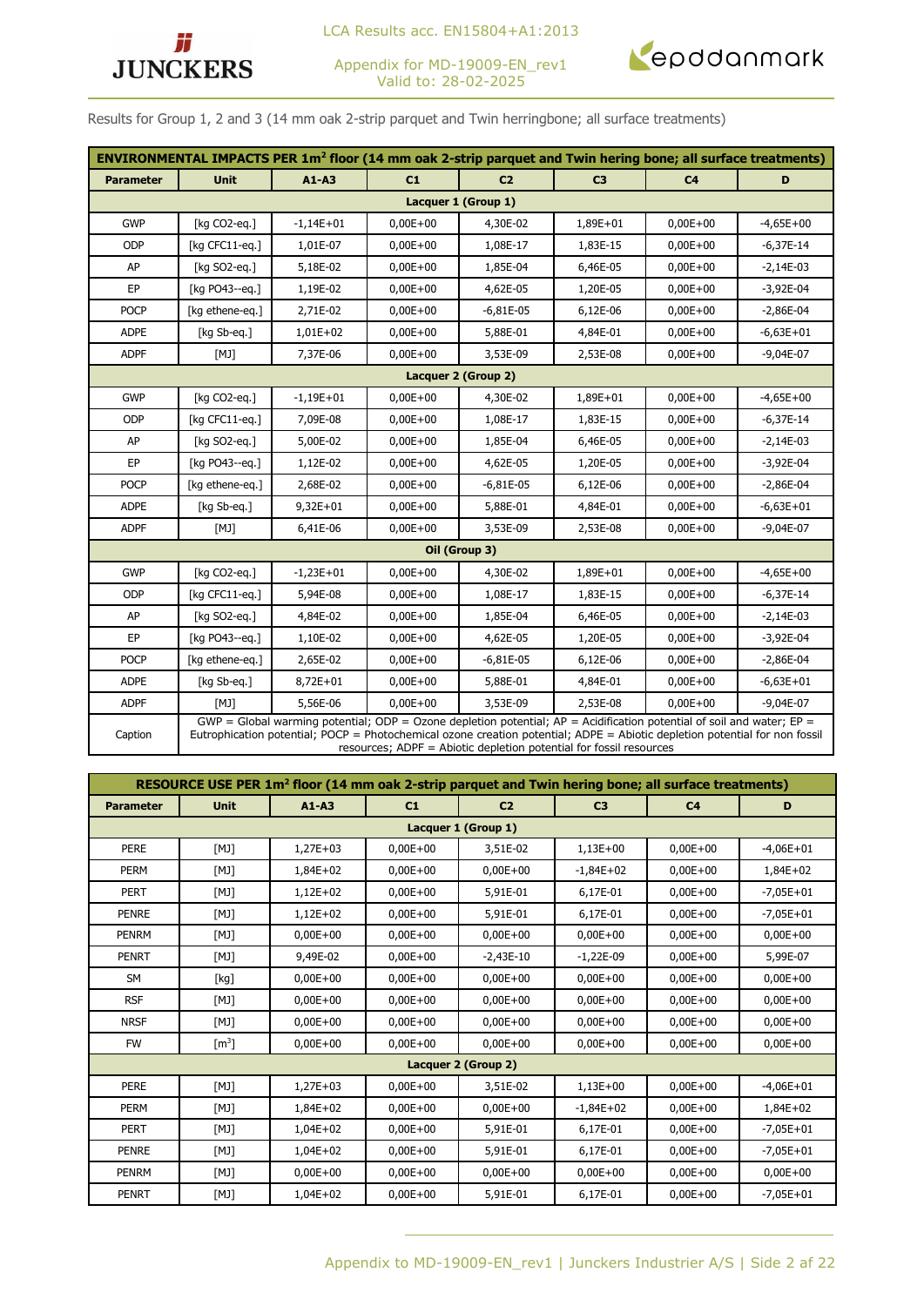Results for Group 1, 2 and 3 (14 mm oak 2-strip parquet and Twin herringbone; all surface treatments)

| ENVIRONMENTAL IMPACTS PER 1m² floor (14 mm oak 2-strip parquet and Twin hering bone; all surface treatments) | | | | | | | |
|---|---|---|---|---|---|---|---|
| **Parameter** | **Unit** | **A1-A3** | **C1** | **C2** | **C3** | **C4** | **D** |
| **Lacquer 1 (Group 1)** | | | | | | | |
| GWP | [kg CO2-eq.] | -1,14E+01 | 0,00E+00 | 4,30E-02 | 1,89E+01 | 0,00E+00 | -4,65E+00 |
| ODP | [kg CFC11-eq.] | 1,01E-07 | 0,00E+00 | 1,08E-17 | 1,83E-15 | 0,00E+00 | -6,37E-14 |
| AP | [kg SO2-eq.] | 5,18E-02 | 0,00E+00 | 1,85E-04 | 6,46E-05 | 0,00E+00 | -2,14E-03 |
| EP | [kg PO43--eq.] | 1,19E-02 | 0,00E+00 | 4,62E-05 | 1,20E-05 | 0,00E+00 | -3,92E-04 |
| POCP | [kg ethene-eq.] | 2,71E-02 | 0,00E+00 | -6,81E-05 | 6,12E-06 | 0,00E+00 | -2,86E-04 |
| ADPE | [kg Sb-eq.] | 1,01E+02 | 0,00E+00 | 5,88E-01 | 4,84E-01 | 0,00E+00 | -6,63E+01 |
| ADPF | [MJ] | 7,37E-06 | 0,00E+00 | 3,53E-09 | 2,53E-08 | 0,00E+00 | -9,04E-07 |
| **Lacquer 2 (Group 2)** | | | | | | | |
| GWP | [kg CO2-eq.] | -1,19E+01 | 0,00E+00 | 4,30E-02 | 1,89E+01 | 0,00E+00 | -4,65E+00 |
| ODP | [kg CFC11-eq.] | 7,09E-08 | 0,00E+00 | 1,08E-17 | 1,83E-15 | 0,00E+00 | -6,37E-14 |
| AP | [kg SO2-eq.] | 5,00E-02 | 0,00E+00 | 1,85E-04 | 6,46E-05 | 0,00E+00 | -2,14E-03 |
| EP | [kg PO43--eq.] | 1,12E-02 | 0,00E+00 | 4,62E-05 | 1,20E-05 | 0,00E+00 | -3,92E-04 |
| POCP | [kg ethene-eq.] | 2,68E-02 | 0,00E+00 | -6,81E-05 | 6,12E-06 | 0,00E+00 | -2,86E-04 |
| ADPE | [kg Sb-eq.] | 9,32E+01 | 0,00E+00 | 5,88E-01 | 4,84E-01 | 0,00E+00 | -6,63E+01 |
| ADPF | [MJ] | 6,41E-06 | 0,00E+00 | 3,53E-09 | 2,53E-08 | 0,00E+00 | -9,04E-07 |
| **Oil (Group 3)** | | | | | | | |
| GWP | [kg CO2-eq.] | -1,23E+01 | 0,00E+00 | 4,30E-02 | 1,89E+01 | 0,00E+00 | -4,65E+00 |
| ODP | [kg CFC11-eq.] | 5,94E-08 | 0,00E+00 | 1,08E-17 | 1,83E-15 | 0,00E+00 | -6,37E-14 |
| AP | [kg SO2-eq.] | 4,84E-02 | 0,00E+00 | 1,85E-04 | 6,46E-05 | 0,00E+00 | -2,14E-03 |
| EP | [kg PO43--eq.] | 1,10E-02 | 0,00E+00 | 4,62E-05 | 1,20E-05 | 0,00E+00 | -3,92E-04 |
| POCP | [kg ethene-eq.] | 2,65E-02 | 0,00E+00 | -6,81E-05 | 6,12E-06 | 0,00E+00 | -2,86E-04 |
| ADPE | [kg Sb-eq.] | 8,72E+01 | 0,00E+00 | 5,88E-01 | 4,84E-01 | 0,00E+00 | -6,63E+01 |
| ADPF | [MJ] | 5,56E-06 | 0,00E+00 | 3,53E-09 | 2,53E-08 | 0,00E+00 | -9,04E-07 |
| Caption | GWP = Global warming potential; ODP = Ozone depletion potential; AP = Acidification potential of soil and water; EP = Eutrophication potential; POCP = Photochemical ozone creation potential; ADPE = Abiotic depletion potential for non fossil resources; ADPF = Abiotic depletion potential for fossil resources | | | | | | |

| RESOURCE USE PER 1m² floor (14 mm oak 2-strip parquet and Twin hering bone; all surface treatments) | | | | | | | |
|---|---|---|---|---|---|---|---|
| **Parameter** | **Unit** | **A1-A3** | **C1** | **C2** | **C3** | **C4** | **D** |
| **Lacquer 1 (Group 1)** | | | | | | | |
| PERE | [MJ] | 1,27E+03 | 0,00E+00 | 3,51E-02 | 1,13E+00 | 0,00E+00 | -4,06E+01 |
| PERM | [MJ] | 1,84E+02 | 0,00E+00 | 0,00E+00 | -1,84E+02 | 0,00E+00 | 1,84E+02 |
| PERT | [MJ] | 1,12E+02 | 0,00E+00 | 5,91E-01 | 6,17E-01 | 0,00E+00 | -7,05E+01 |
| PENRE | [MJ] | 1,12E+02 | 0,00E+00 | 5,91E-01 | 6,17E-01 | 0,00E+00 | -7,05E+01 |
| PENRM | [MJ] | 0,00E+00 | 0,00E+00 | 0,00E+00 | 0,00E+00 | 0,00E+00 | 0,00E+00 |
| PENRT | [MJ] | 9,49E-02 | 0,00E+00 | -2,43E-10 | -1,22E-09 | 0,00E+00 | 5,99E-07 |
| SM | [kg] | 0,00E+00 | 0,00E+00 | 0,00E+00 | 0,00E+00 | 0,00E+00 | 0,00E+00 |
| RSF | [MJ] | 0,00E+00 | 0,00E+00 | 0,00E+00 | 0,00E+00 | 0,00E+00 | 0,00E+00 |
| NRSF | [MJ] | 0,00E+00 | 0,00E+00 | 0,00E+00 | 0,00E+00 | 0,00E+00 | 0,00E+00 |
| FW | [m³] | 0,00E+00 | 0,00E+00 | 0,00E+00 | 0,00E+00 | 0,00E+00 | 0,00E+00 |
| **Lacquer 2 (Group 2)** | | | | | | | |
| PERE | [MJ] | 1,27E+03 | 0,00E+00 | 3,51E-02 | 1,13E+00 | 0,00E+00 | -4,06E+01 |
| PERM | [MJ] | 1,84E+02 | 0,00E+00 | 0,00E+00 | -1,84E+02 | 0,00E+00 | 1,84E+02 |
| PERT | [MJ] | 1,04E+02 | 0,00E+00 | 5,91E-01 | 6,17E-01 | 0,00E+00 | -7,05E+01 |
| PENRE | [MJ] | 1,04E+02 | 0,00E+00 | 5,91E-01 | 6,17E-01 | 0,00E+00 | -7,05E+01 |
| PENRM | [MJ] | 0,00E+00 | 0,00E+00 | 0,00E+00 | 0,00E+00 | 0,00E+00 | 0,00E+00 |
| PENRT | [MJ] | 1,04E+02 | 0,00E+00 | 5,91E-01 | 6,17E-01 | 0,00E+00 | -7,05E+01 |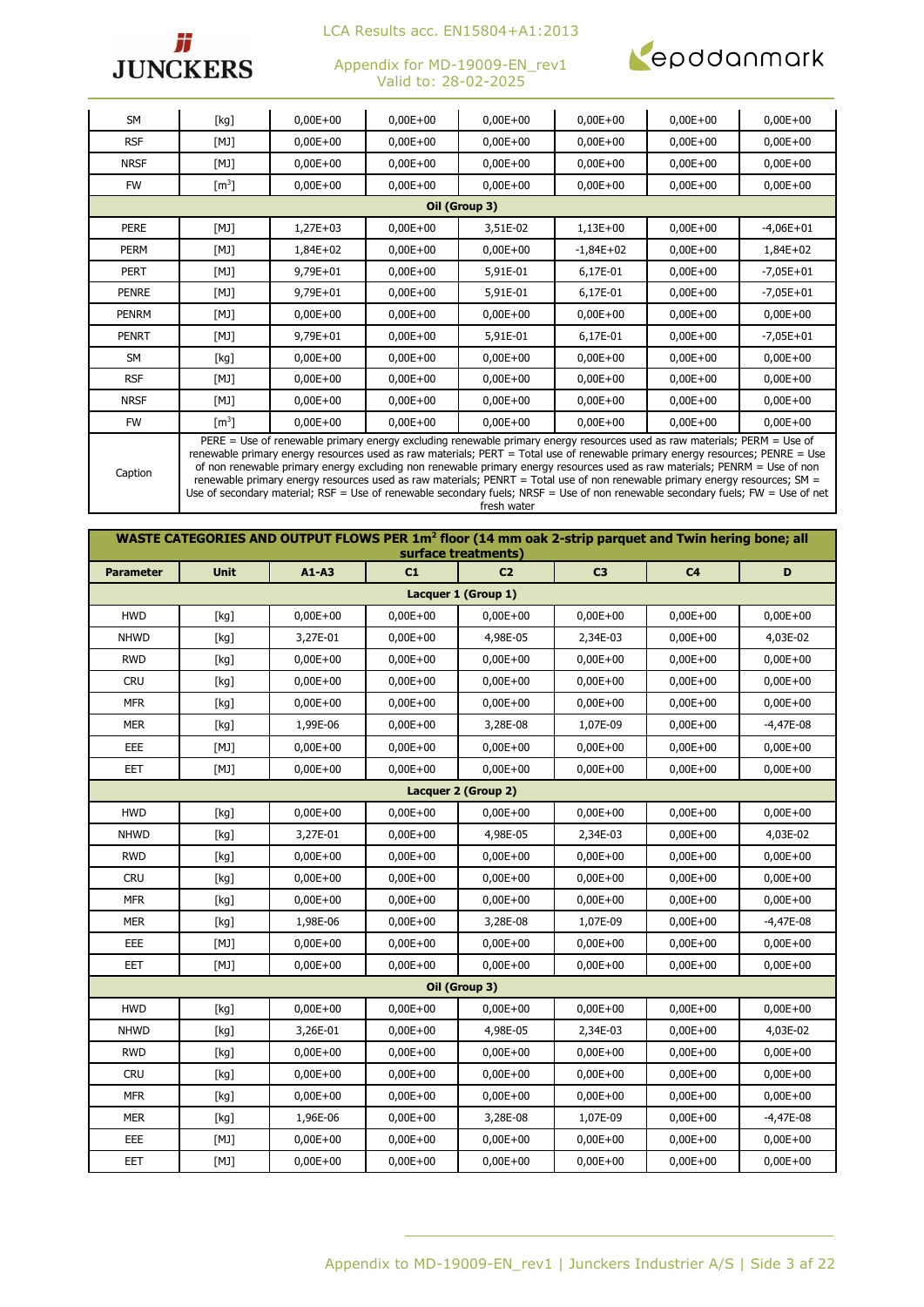| | | | | | | | |
|---|---|---|---|---|---|---|---|
| SM | [kg] | 0,00E+00 | 0,00E+00 | 0,00E+00 | 0,00E+00 | 0,00E+00 | 0,00E+00 |
| RSF | [MJ] | 0,00E+00 | 0,00E+00 | 0,00E+00 | 0,00E+00 | 0,00E+00 | 0,00E+00 |
| NRSF | [MJ] | 0,00E+00 | 0,00E+00 | 0,00E+00 | 0,00E+00 | 0,00E+00 | 0,00E+00 |
| FW | [m$^3$] | 0,00E+00 | 0,00E+00 | 0,00E+00 | 0,00E+00 | 0,00E+00 | 0,00E+00 |
| **Oil (Group 3)** | | | | | | | |
| PERE | [MJ] | 1,27E+03 | 0,00E+00 | 3,51E-02 | 1,13E+00 | 0,00E+00 | -4,06E+01 |
| PERM | [MJ] | 1,84E+02 | 0,00E+00 | 0,00E+00 | -1,84E+02 | 0,00E+00 | 1,84E+02 |
| PERT | [MJ] | 9,79E+01 | 0,00E+00 | 5,91E-01 | 6,17E-01 | 0,00E+00 | -7,05E+01 |
| PENRE | [MJ] | 9,79E+01 | 0,00E+00 | 5,91E-01 | 6,17E-01 | 0,00E+00 | -7,05E+01 |
| PENRM | [MJ] | 0,00E+00 | 0,00E+00 | 0,00E+00 | 0,00E+00 | 0,00E+00 | 0,00E+00 |
| PENRT | [MJ] | 9,79E+01 | 0,00E+00 | 5,91E-01 | 6,17E-01 | 0,00E+00 | -7,05E+01 |
| SM | [kg] | 0,00E+00 | 0,00E+00 | 0,00E+00 | 0,00E+00 | 0,00E+00 | 0,00E+00 |
| RSF | [MJ] | 0,00E+00 | 0,00E+00 | 0,00E+00 | 0,00E+00 | 0,00E+00 | 0,00E+00 |
| NRSF | [MJ] | 0,00E+00 | 0,00E+00 | 0,00E+00 | 0,00E+00 | 0,00E+00 | 0,00E+00 |
| FW | [m$^3$] | 0,00E+00 | 0,00E+00 | 0,00E+00 | 0,00E+00 | 0,00E+00 | 0,00E+00 |
| Caption | PERE = Use of renewable primary energy excluding renewable primary energy resources used as raw materials; PERM = Use of renewable primary energy resources used as raw materials; PERT = Total use of renewable primary energy resources; PENRE = Use of non renewable primary energy excluding non renewable primary energy resources used as raw materials; PENRM = Use of non renewable primary energy resources used as raw materials; PENRT = Total use of non renewable primary energy resources; SM = Use of secondary material; RSF = Use of renewable secondary fuels; NRSF = Use of non renewable secondary fuels; FW = Use of net fresh water | | | | | | |

| **WASTE CATEGORIES AND OUTPUT FLOWS PER 1m$^2$ floor (14 mm oak 2-strip parquet and Twin hering bone; all surface treatments)** | | | | | | | |
|---|---|---|---|---|---|---|---|
| **Parameter** | **Unit** | **A1-A3** | **C1** | **C2** | **C3** | **C4** | **D** |
| **Lacquer 1 (Group 1)** | | | | | | | |
| HWD | [kg] | 0,00E+00 | 0,00E+00 | 0,00E+00 | 0,00E+00 | 0,00E+00 | 0,00E+00 |
| NHWD | [kg] | 3,27E-01 | 0,00E+00 | 4,98E-05 | 2,34E-03 | 0,00E+00 | 4,03E-02 |
| RWD | [kg] | 0,00E+00 | 0,00E+00 | 0,00E+00 | 0,00E+00 | 0,00E+00 | 0,00E+00 |
| CRU | [kg] | 0,00E+00 | 0,00E+00 | 0,00E+00 | 0,00E+00 | 0,00E+00 | 0,00E+00 |
| MFR | [kg] | 0,00E+00 | 0,00E+00 | 0,00E+00 | 0,00E+00 | 0,00E+00 | 0,00E+00 |
| MER | [kg] | 1,99E-06 | 0,00E+00 | 3,28E-08 | 1,07E-09 | 0,00E+00 | -4,47E-08 |
| EEE | [MJ] | 0,00E+00 | 0,00E+00 | 0,00E+00 | 0,00E+00 | 0,00E+00 | 0,00E+00 |
| EET | [MJ] | 0,00E+00 | 0,00E+00 | 0,00E+00 | 0,00E+00 | 0,00E+00 | 0,00E+00 |
| **Lacquer 2 (Group 2)** | | | | | | | |
| HWD | [kg] | 0,00E+00 | 0,00E+00 | 0,00E+00 | 0,00E+00 | 0,00E+00 | 0,00E+00 |
| NHWD | [kg] | 3,27E-01 | 0,00E+00 | 4,98E-05 | 2,34E-03 | 0,00E+00 | 4,03E-02 |
| RWD | [kg] | 0,00E+00 | 0,00E+00 | 0,00E+00 | 0,00E+00 | 0,00E+00 | 0,00E+00 |
| CRU | [kg] | 0,00E+00 | 0,00E+00 | 0,00E+00 | 0,00E+00 | 0,00E+00 | 0,00E+00 |
| MFR | [kg] | 0,00E+00 | 0,00E+00 | 0,00E+00 | 0,00E+00 | 0,00E+00 | 0,00E+00 |
| MER | [kg] | 1,98E-06 | 0,00E+00 | 3,28E-08 | 1,07E-09 | 0,00E+00 | -4,47E-08 |
| EEE | [MJ] | 0,00E+00 | 0,00E+00 | 0,00E+00 | 0,00E+00 | 0,00E+00 | 0,00E+00 |
| EET | [MJ] | 0,00E+00 | 0,00E+00 | 0,00E+00 | 0,00E+00 | 0,00E+00 | 0,00E+00 |
| **Oil (Group 3)** | | | | | | | |
| HWD | [kg] | 0,00E+00 | 0,00E+00 | 0,00E+00 | 0,00E+00 | 0,00E+00 | 0,00E+00 |
| NHWD | [kg] | 3,26E-01 | 0,00E+00 | 4,98E-05 | 2,34E-03 | 0,00E+00 | 4,03E-02 |
| RWD | [kg] | 0,00E+00 | 0,00E+00 | 0,00E+00 | 0,00E+00 | 0,00E+00 | 0,00E+00 |
| CRU | [kg] | 0,00E+00 | 0,00E+00 | 0,00E+00 | 0,00E+00 | 0,00E+00 | 0,00E+00 |
| MFR | [kg] | 0,00E+00 | 0,00E+00 | 0,00E+00 | 0,00E+00 | 0,00E+00 | 0,00E+00 |
| MER | [kg] | 1,96E-06 | 0,00E+00 | 3,28E-08 | 1,07E-09 | 0,00E+00 | -4,47E-08 |
| EEE | [MJ] | 0,00E+00 | 0,00E+00 | 0,00E+00 | 0,00E+00 | 0,00E+00 | 0,00E+00 |
| EET | [MJ] | 0,00E+00 | 0,00E+00 | 0,00E+00 | 0,00E+00 | 0,00E+00 | 0,00E+00 |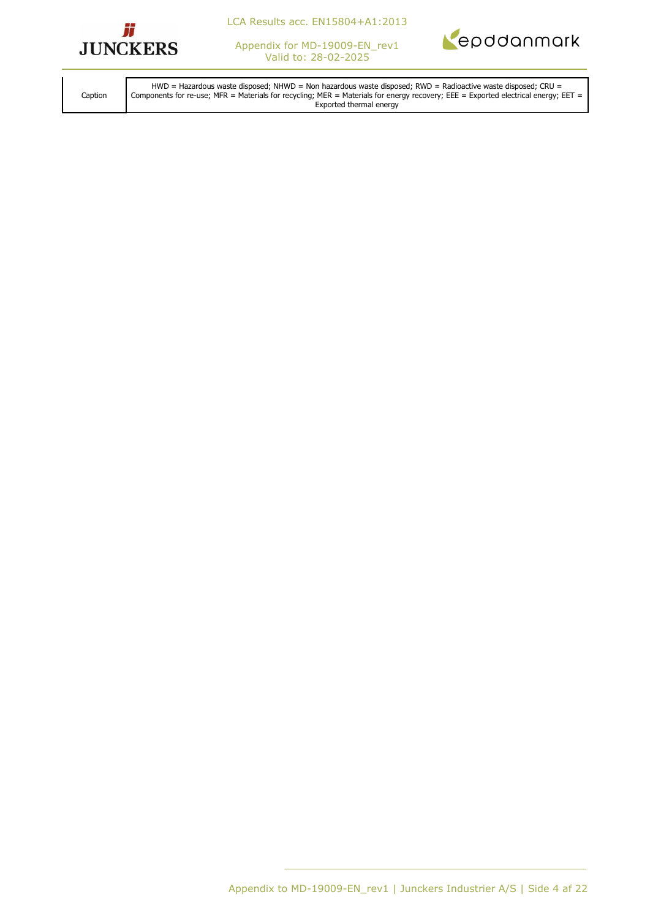| Caption | HWD = Hazardous waste disposed; NHWD = Non hazardous waste disposed; RWD = Radioactive waste disposed; CRU = Components for re-use; MFR = Materials for recycling; MER = Materials for energy recovery; EEE = Exported electrical energy; EET = Exported thermal energy |
|---|---|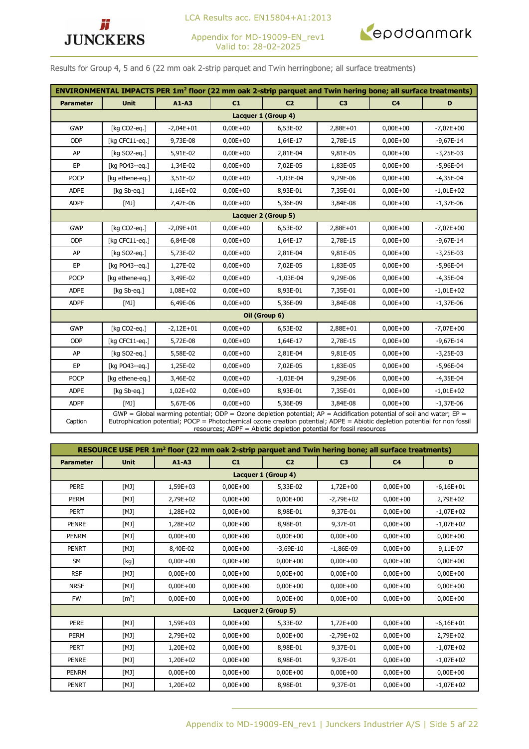Results for Group 4, 5 and 6 (22 mm oak 2-strip parquet and Twin herringbone; all surface treatments)

| ENVIRONMENTAL IMPACTS PER 1m² floor (22 mm oak 2-strip parquet and Twin hering bone; all surface treatments) | | | | | | | |
|---|---|---|---|---|---|---|---|
| Parameter | Unit | A1-A3 | C1 | C2 | C3 | C4 | D |
| Lacquer 1 (Group 4) | | | | | | | |
| GWP | [kg CO2-eq.] | -2,04E+01 | 0,00E+00 | 6,53E-02 | 2,88E+01 | 0,00E+00 | -7,07E+00 |
| ODP | [kg CFC11-eq.] | 9,73E-08 | 0,00E+00 | 1,64E-17 | 2,78E-15 | 0,00E+00 | -9,67E-14 |
| AP | [kg SO2-eq.] | 5,91E-02 | 0,00E+00 | 2,81E-04 | 9,81E-05 | 0,00E+00 | -3,25E-03 |
| EP | [kg PO43--eq.] | 1,34E-02 | 0,00E+00 | 7,02E-05 | 1,83E-05 | 0,00E+00 | -5,96E-04 |
| POCP | [kg ethene-eq.] | 3,51E-02 | 0,00E+00 | -1,03E-04 | 9,29E-06 | 0,00E+00 | -4,35E-04 |
| ADPE | [kg Sb-eq.] | 1,16E+02 | 0,00E+00 | 8,93E-01 | 7,35E-01 | 0,00E+00 | -1,01E+02 |
| ADPF | [MJ] | 7,42E-06 | 0,00E+00 | 5,36E-09 | 3,84E-08 | 0,00E+00 | -1,37E-06 |
| Lacquer 2 (Group 5) | | | | | | | |
| GWP | [kg CO2-eq.] | -2,09E+01 | 0,00E+00 | 6,53E-02 | 2,88E+01 | 0,00E+00 | -7,07E+00 |
| ODP | [kg CFC11-eq.] | 6,84E-08 | 0,00E+00 | 1,64E-17 | 2,78E-15 | 0,00E+00 | -9,67E-14 |
| AP | [kg SO2-eq.] | 5,73E-02 | 0,00E+00 | 2,81E-04 | 9,81E-05 | 0,00E+00 | -3,25E-03 |
| EP | [kg PO43--eq.] | 1,27E-02 | 0,00E+00 | 7,02E-05 | 1,83E-05 | 0,00E+00 | -5,96E-04 |
| POCP | [kg ethene-eq.] | 3,49E-02 | 0,00E+00 | -1,03E-04 | 9,29E-06 | 0,00E+00 | -4,35E-04 |
| ADPE | [kg Sb-eq.] | 1,08E+02 | 0,00E+00 | 8,93E-01 | 7,35E-01 | 0,00E+00 | -1,01E+02 |
| ADPF | [MJ] | 6,49E-06 | 0,00E+00 | 5,36E-09 | 3,84E-08 | 0,00E+00 | -1,37E-06 |
| Oil (Group 6) | | | | | | | |
| GWP | [kg CO2-eq.] | -2,12E+01 | 0,00E+00 | 6,53E-02 | 2,88E+01 | 0,00E+00 | -7,07E+00 |
| ODP | [kg CFC11-eq.] | 5,72E-08 | 0,00E+00 | 1,64E-17 | 2,78E-15 | 0,00E+00 | -9,67E-14 |
| AP | [kg SO2-eq.] | 5,58E-02 | 0,00E+00 | 2,81E-04 | 9,81E-05 | 0,00E+00 | -3,25E-03 |
| EP | [kg PO43--eq.] | 1,25E-02 | 0,00E+00 | 7,02E-05 | 1,83E-05 | 0,00E+00 | -5,96E-04 |
| POCP | [kg ethene-eq.] | 3,46E-02 | 0,00E+00 | -1,03E-04 | 9,29E-06 | 0,00E+00 | -4,35E-04 |
| ADPE | [kg Sb-eq.] | 1,02E+02 | 0,00E+00 | 8,93E-01 | 7,35E-01 | 0,00E+00 | -1,01E+02 |
| ADPF | [MJ] | 5,67E-06 | 0,00E+00 | 5,36E-09 | 3,84E-08 | 0,00E+00 | -1,37E-06 |
| Caption | GWP = Global warming potential; ODP = Ozone depletion potential; AP = Acidification potential of soil and water; EP = Eutrophication potential; POCP = Photochemical ozone creation potential; ADPE = Abiotic depletion potential for non fossil resources; ADPF = Abiotic depletion potential for fossil resources | | | | | | |

| RESOURCE USE PER 1m² floor (22 mm oak 2-strip parquet and Twin hering bone; all surface treatments) | | | | | | | |
|---|---|---|---|---|---|---|---|
| Parameter | Unit | A1-A3 | C1 | C2 | C3 | C4 | D |
| Lacquer 1 (Group 4) | | | | | | | |
| PERE | [MJ] | 1,59E+03 | 0,00E+00 | 5,33E-02 | 1,72E+00 | 0,00E+00 | -6,16E+01 |
| PERM | [MJ] | 2,79E+02 | 0,00E+00 | 0,00E+00 | -2,79E+02 | 0,00E+00 | 2,79E+02 |
| PERT | [MJ] | 1,28E+02 | 0,00E+00 | 8,98E-01 | 9,37E-01 | 0,00E+00 | -1,07E+02 |
| PENRE | [MJ] | 1,28E+02 | 0,00E+00 | 8,98E-01 | 9,37E-01 | 0,00E+00 | -1,07E+02 |
| PENRM | [MJ] | 0,00E+00 | 0,00E+00 | 0,00E+00 | 0,00E+00 | 0,00E+00 | 0,00E+00 |
| PENRT | [MJ] | 8,40E-02 | 0,00E+00 | -3,69E-10 | -1,86E-09 | 0,00E+00 | 9,11E-07 |
| SM | [kg] | 0,00E+00 | 0,00E+00 | 0,00E+00 | 0,00E+00 | 0,00E+00 | 0,00E+00 |
| RSF | [MJ] | 0,00E+00 | 0,00E+00 | 0,00E+00 | 0,00E+00 | 0,00E+00 | 0,00E+00 |
| NRSF | [MJ] | 0,00E+00 | 0,00E+00 | 0,00E+00 | 0,00E+00 | 0,00E+00 | 0,00E+00 |
| FW | [m³] | 0,00E+00 | 0,00E+00 | 0,00E+00 | 0,00E+00 | 0,00E+00 | 0,00E+00 |
| Lacquer 2 (Group 5) | | | | | | | |
| PERE | [MJ] | 1,59E+03 | 0,00E+00 | 5,33E-02 | 1,72E+00 | 0,00E+00 | -6,16E+01 |
| PERM | [MJ] | 2,79E+02 | 0,00E+00 | 0,00E+00 | -2,79E+02 | 0,00E+00 | 2,79E+02 |
| PERT | [MJ] | 1,20E+02 | 0,00E+00 | 8,98E-01 | 9,37E-01 | 0,00E+00 | -1,07E+02 |
| PENRE | [MJ] | 1,20E+02 | 0,00E+00 | 8,98E-01 | 9,37E-01 | 0,00E+00 | -1,07E+02 |
| PENRM | [MJ] | 0,00E+00 | 0,00E+00 | 0,00E+00 | 0,00E+00 | 0,00E+00 | 0,00E+00 |
| PENRT | [MJ] | 1,20E+02 | 0,00E+00 | 8,98E-01 | 9,37E-01 | 0,00E+00 | -1,07E+02 |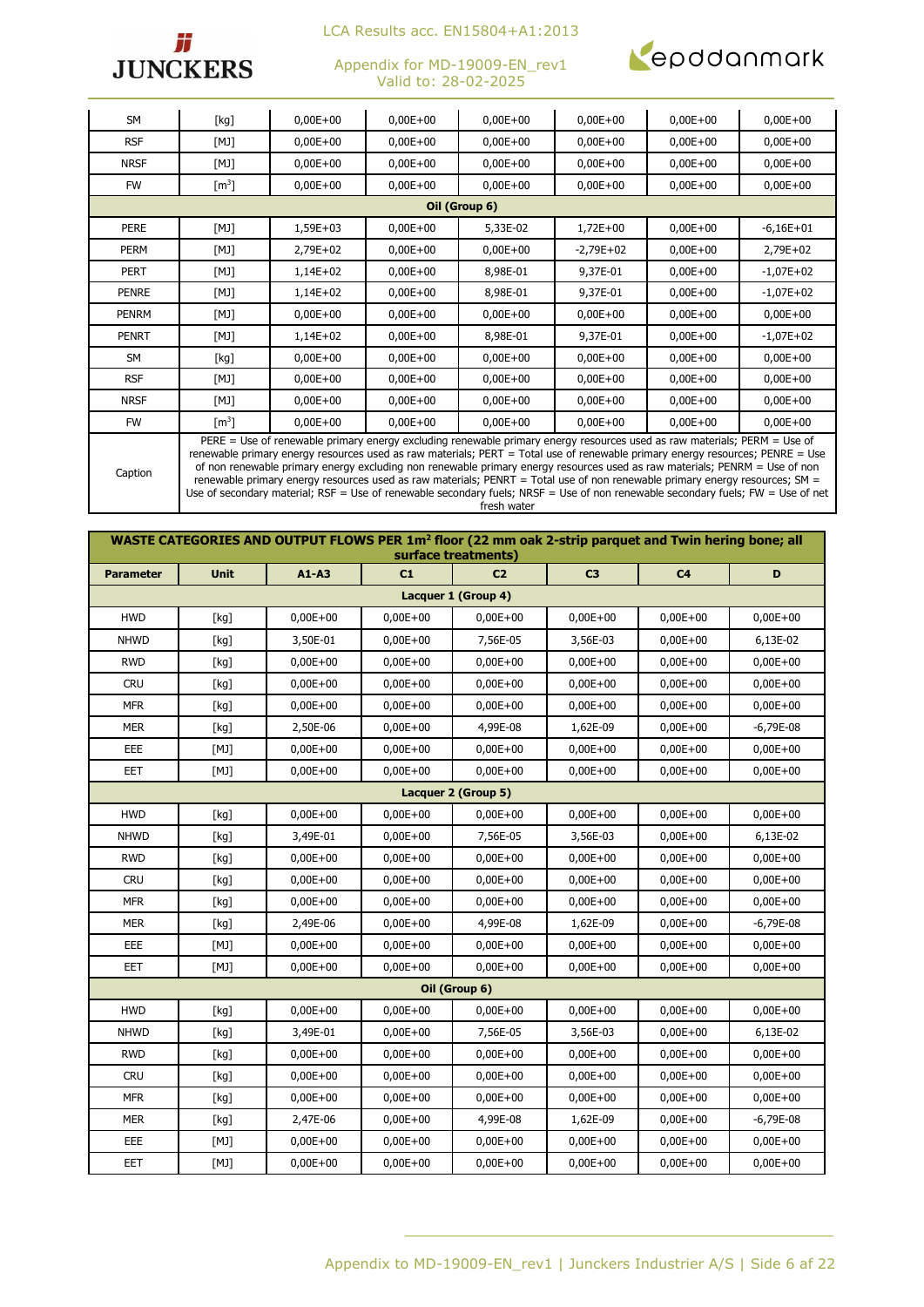| SM | [kg] | 0,00E+00 | 0,00E+00 | 0,00E+00 | 0,00E+00 | 0,00E+00 | 0,00E+00 |
|---|---|---|---|---|---|---|---|
| RSF | [MJ] | 0,00E+00 | 0,00E+00 | 0,00E+00 | 0,00E+00 | 0,00E+00 | 0,00E+00 |
| NRSF | [MJ] | 0,00E+00 | 0,00E+00 | 0,00E+00 | 0,00E+00 | 0,00E+00 | 0,00E+00 |
| FW | [$m^3$] | 0,00E+00 | 0,00E+00 | 0,00E+00 | 0,00E+00 | 0,00E+00 | 0,00E+00 |
| **Oil (Group 6)** | | | | | | | |
| PERE | [MJ] | 1,59E+03 | 0,00E+00 | 5,33E-02 | 1,72E+00 | 0,00E+00 | -6,16E+01 |
| PERM | [MJ] | 2,79E+02 | 0,00E+00 | 0,00E+00 | -2,79E+02 | 0,00E+00 | 2,79E+02 |
| PERT | [MJ] | 1,14E+02 | 0,00E+00 | 8,98E-01 | 9,37E-01 | 0,00E+00 | -1,07E+02 |
| PENRE | [MJ] | 1,14E+02 | 0,00E+00 | 8,98E-01 | 9,37E-01 | 0,00E+00 | -1,07E+02 |
| PENRM | [MJ] | 0,00E+00 | 0,00E+00 | 0,00E+00 | 0,00E+00 | 0,00E+00 | 0,00E+00 |
| PENRT | [MJ] | 1,14E+02 | 0,00E+00 | 8,98E-01 | 9,37E-01 | 0,00E+00 | -1,07E+02 |
| SM | [kg] | 0,00E+00 | 0,00E+00 | 0,00E+00 | 0,00E+00 | 0,00E+00 | 0,00E+00 |
| RSF | [MJ] | 0,00E+00 | 0,00E+00 | 0,00E+00 | 0,00E+00 | 0,00E+00 | 0,00E+00 |
| NRSF | [MJ] | 0,00E+00 | 0,00E+00 | 0,00E+00 | 0,00E+00 | 0,00E+00 | 0,00E+00 |
| FW | [$m^3$] | 0,00E+00 | 0,00E+00 | 0,00E+00 | 0,00E+00 | 0,00E+00 | 0,00E+00 |
| Caption | PERE = Use of renewable primary energy excluding renewable primary energy resources used as raw materials; PERM = Use of renewable primary energy resources used as raw materials; PERT = Total use of renewable primary energy resources; PENRE = Use of non renewable primary energy excluding non renewable primary energy resources used as raw materials; PENRM = Use of non renewable primary energy resources used as raw materials; PENRT = Total use of non renewable primary energy resources; SM = Use of secondary material; RSF = Use of renewable secondary fuels; NRSF = Use of non renewable secondary fuels; FW = Use of net fresh water | | | | | | |

| **WASTE CATEGORIES AND OUTPUT FLOWS PER 1m² floor (22 mm oak 2-strip parquet and Twin hering bone; all surface treatments)** | | | | | | | |
|---|---|---|---|---|---|---|---|
| **Parameter** | **Unit** | **A1-A3** | **C1** | **C2** | **C3** | **C4** | **D** |
| **Lacquer 1 (Group 4)** | | | | | | | |
| HWD | [kg] | 0,00E+00 | 0,00E+00 | 0,00E+00 | 0,00E+00 | 0,00E+00 | 0,00E+00 |
| NHWD | [kg] | 3,50E-01 | 0,00E+00 | 7,56E-05 | 3,56E-03 | 0,00E+00 | 6,13E-02 |
| RWD | [kg] | 0,00E+00 | 0,00E+00 | 0,00E+00 | 0,00E+00 | 0,00E+00 | 0,00E+00 |
| CRU | [kg] | 0,00E+00 | 0,00E+00 | 0,00E+00 | 0,00E+00 | 0,00E+00 | 0,00E+00 |
| MFR | [kg] | 0,00E+00 | 0,00E+00 | 0,00E+00 | 0,00E+00 | 0,00E+00 | 0,00E+00 |
| MER | [kg] | 2,50E-06 | 0,00E+00 | 4,99E-08 | 1,62E-09 | 0,00E+00 | -6,79E-08 |
| EEE | [MJ] | 0,00E+00 | 0,00E+00 | 0,00E+00 | 0,00E+00 | 0,00E+00 | 0,00E+00 |
| EET | [MJ] | 0,00E+00 | 0,00E+00 | 0,00E+00 | 0,00E+00 | 0,00E+00 | 0,00E+00 |
| **Lacquer 2 (Group 5)** | | | | | | | |
| HWD | [kg] | 0,00E+00 | 0,00E+00 | 0,00E+00 | 0,00E+00 | 0,00E+00 | 0,00E+00 |
| NHWD | [kg] | 3,49E-01 | 0,00E+00 | 7,56E-05 | 3,56E-03 | 0,00E+00 | 6,13E-02 |
| RWD | [kg] | 0,00E+00 | 0,00E+00 | 0,00E+00 | 0,00E+00 | 0,00E+00 | 0,00E+00 |
| CRU | [kg] | 0,00E+00 | 0,00E+00 | 0,00E+00 | 0,00E+00 | 0,00E+00 | 0,00E+00 |
| MFR | [kg] | 0,00E+00 | 0,00E+00 | 0,00E+00 | 0,00E+00 | 0,00E+00 | 0,00E+00 |
| MER | [kg] | 2,49E-06 | 0,00E+00 | 4,99E-08 | 1,62E-09 | 0,00E+00 | -6,79E-08 |
| EEE | [MJ] | 0,00E+00 | 0,00E+00 | 0,00E+00 | 0,00E+00 | 0,00E+00 | 0,00E+00 |
| EET | [MJ] | 0,00E+00 | 0,00E+00 | 0,00E+00 | 0,00E+00 | 0,00E+00 | 0,00E+00 |
| **Oil (Group 6)** | | | | | | | |
| HWD | [kg] | 0,00E+00 | 0,00E+00 | 0,00E+00 | 0,00E+00 | 0,00E+00 | 0,00E+00 |
| NHWD | [kg] | 3,49E-01 | 0,00E+00 | 7,56E-05 | 3,56E-03 | 0,00E+00 | 6,13E-02 |
| RWD | [kg] | 0,00E+00 | 0,00E+00 | 0,00E+00 | 0,00E+00 | 0,00E+00 | 0,00E+00 |
| CRU | [kg] | 0,00E+00 | 0,00E+00 | 0,00E+00 | 0,00E+00 | 0,00E+00 | 0,00E+00 |
| MFR | [kg] | 0,00E+00 | 0,00E+00 | 0,00E+00 | 0,00E+00 | 0,00E+00 | 0,00E+00 |
| MER | [kg] | 2,47E-06 | 0,00E+00 | 4,99E-08 | 1,62E-09 | 0,00E+00 | -6,79E-08 |
| EEE | [MJ] | 0,00E+00 | 0,00E+00 | 0,00E+00 | 0,00E+00 | 0,00E+00 | 0,00E+00 |
| EET | [MJ] | 0,00E+00 | 0,00E+00 | 0,00E+00 | 0,00E+00 | 0,00E+00 | 0,00E+00 |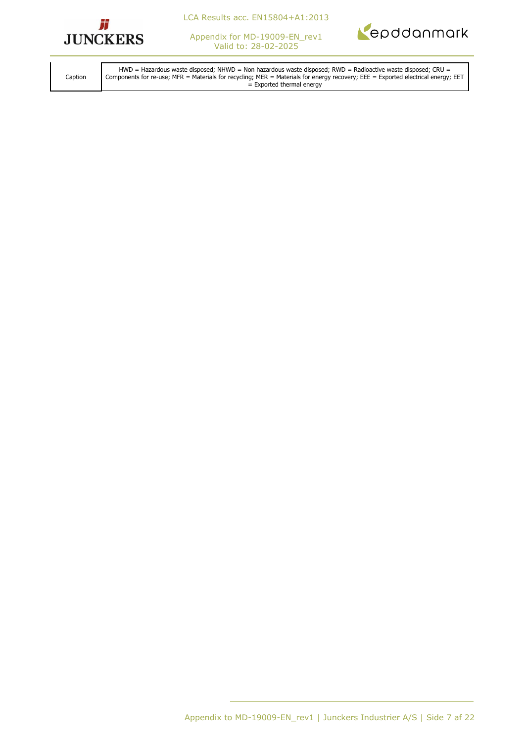| Caption | HWD = Hazardous waste disposed; NHWD = Non hazardous waste disposed; RWD = Radioactive waste disposed; CRU = Components for re-use; MFR = Materials for recycling; MER = Materials for energy recovery; EEE = Exported electrical energy; EET = Exported thermal energy |
|---|---|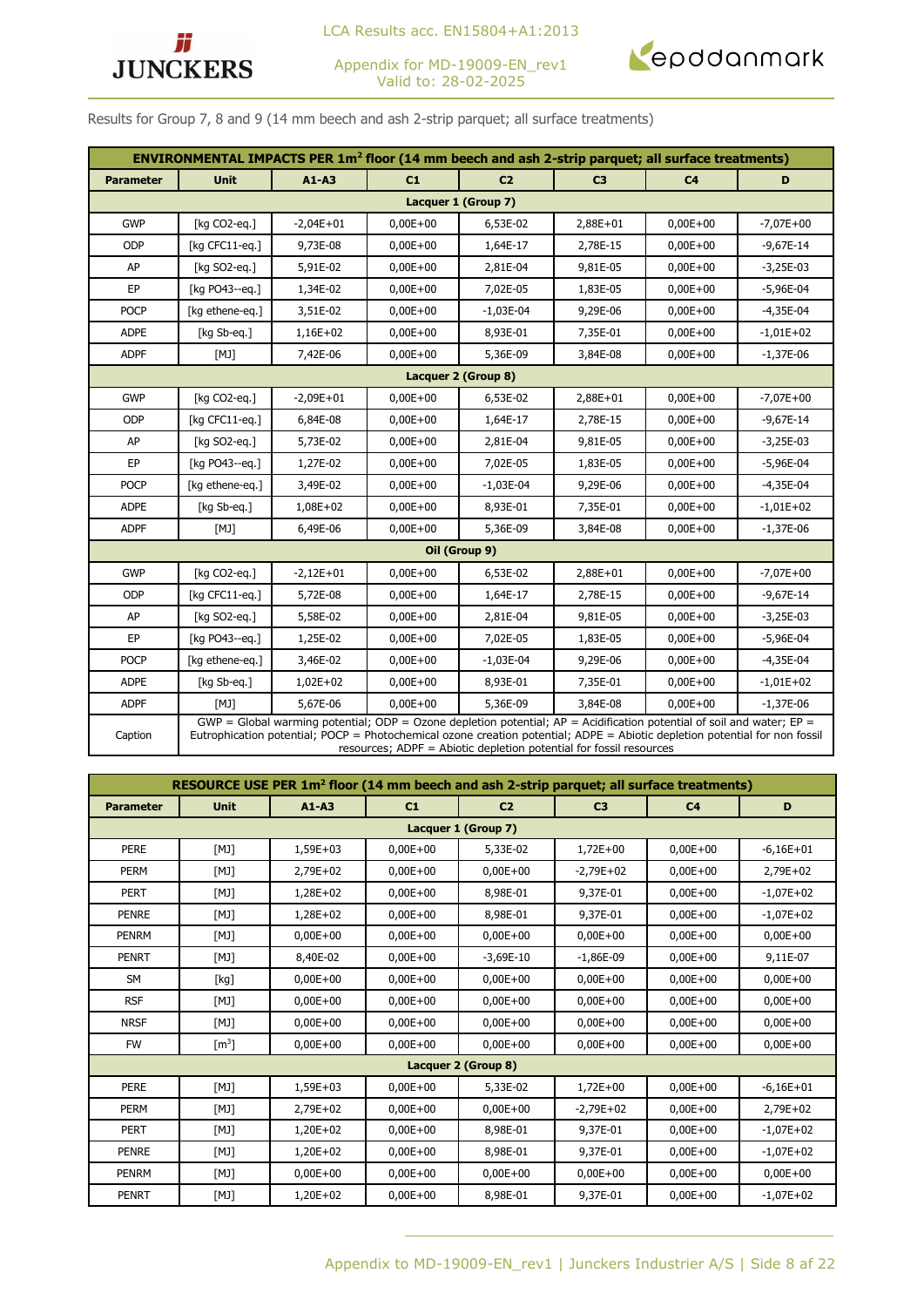Results for Group 7, 8 and 9 (14 mm beech and ash 2-strip parquet; all surface treatments)

| ENVIRONMENTAL IMPACTS PER 1m² floor (14 mm beech and ash 2-strip parquet; all surface treatments) | | | | | | | |
|---|---|---|---|---|---|---|---|
| Parameter | Unit | A1-A3 | C1 | C2 | C3 | C4 | D |
| Lacquer 1 (Group 7) | | | | | | | |
| GWP | [kg CO2-eq.] | -2,04E+01 | 0,00E+00 | 6,53E-02 | 2,88E+01 | 0,00E+00 | -7,07E+00 |
| ODP | [kg CFC11-eq.] | 9,73E-08 | 0,00E+00 | 1,64E-17 | 2,78E-15 | 0,00E+00 | -9,67E-14 |
| AP | [kg SO2-eq.] | 5,91E-02 | 0,00E+00 | 2,81E-04 | 9,81E-05 | 0,00E+00 | -3,25E-03 |
| EP | [kg PO43--eq.] | 1,34E-02 | 0,00E+00 | 7,02E-05 | 1,83E-05 | 0,00E+00 | -5,96E-04 |
| POCP | [kg ethene-eq.] | 3,51E-02 | 0,00E+00 | -1,03E-04 | 9,29E-06 | 0,00E+00 | -4,35E-04 |
| ADPE | [kg Sb-eq.] | 1,16E+02 | 0,00E+00 | 8,93E-01 | 7,35E-01 | 0,00E+00 | -1,01E+02 |
| ADPF | [MJ] | 7,42E-06 | 0,00E+00 | 5,36E-09 | 3,84E-08 | 0,00E+00 | -1,37E-06 |
| Lacquer 2 (Group 8) | | | | | | | |
| GWP | [kg CO2-eq.] | -2,09E+01 | 0,00E+00 | 6,53E-02 | 2,88E+01 | 0,00E+00 | -7,07E+00 |
| ODP | [kg CFC11-eq.] | 6,84E-08 | 0,00E+00 | 1,64E-17 | 2,78E-15 | 0,00E+00 | -9,67E-14 |
| AP | [kg SO2-eq.] | 5,73E-02 | 0,00E+00 | 2,81E-04 | 9,81E-05 | 0,00E+00 | -3,25E-03 |
| EP | [kg PO43--eq.] | 1,27E-02 | 0,00E+00 | 7,02E-05 | 1,83E-05 | 0,00E+00 | -5,96E-04 |
| POCP | [kg ethene-eq.] | 3,49E-02 | 0,00E+00 | -1,03E-04 | 9,29E-06 | 0,00E+00 | -4,35E-04 |
| ADPE | [kg Sb-eq.] | 1,08E+02 | 0,00E+00 | 8,93E-01 | 7,35E-01 | 0,00E+00 | -1,01E+02 |
| ADPF | [MJ] | 6,49E-06 | 0,00E+00 | 5,36E-09 | 3,84E-08 | 0,00E+00 | -1,37E-06 |
| Oil (Group 9) | | | | | | | |
| GWP | [kg CO2-eq.] | -2,12E+01 | 0,00E+00 | 6,53E-02 | 2,88E+01 | 0,00E+00 | -7,07E+00 |
| ODP | [kg CFC11-eq.] | 5,72E-08 | 0,00E+00 | 1,64E-17 | 2,78E-15 | 0,00E+00 | -9,67E-14 |
| AP | [kg SO2-eq.] | 5,58E-02 | 0,00E+00 | 2,81E-04 | 9,81E-05 | 0,00E+00 | -3,25E-03 |
| EP | [kg PO43--eq.] | 1,25E-02 | 0,00E+00 | 7,02E-05 | 1,83E-05 | 0,00E+00 | -5,96E-04 |
| POCP | [kg ethene-eq.] | 3,46E-02 | 0,00E+00 | -1,03E-04 | 9,29E-06 | 0,00E+00 | -4,35E-04 |
| ADPE | [kg Sb-eq.] | 1,02E+02 | 0,00E+00 | 8,93E-01 | 7,35E-01 | 0,00E+00 | -1,01E+02 |
| ADPF | [MJ] | 5,67E-06 | 0,00E+00 | 5,36E-09 | 3,84E-08 | 0,00E+00 | -1,37E-06 |
| Caption | GWP = Global warming potential; ODP = Ozone depletion potential; AP = Acidification potential of soil and water; EP = Eutrophication potential; POCP = Photochemical ozone creation potential; ADPE = Abiotic depletion potential for non fossil resources; ADPF = Abiotic depletion potential for fossil resources | | | | | | |

| RESOURCE USE PER 1m² floor (14 mm beech and ash 2-strip parquet; all surface treatments) | | | | | | | |
|---|---|---|---|---|---|---|---|
| Parameter | Unit | A1-A3 | C1 | C2 | C3 | C4 | D |
| Lacquer 1 (Group 7) | | | | | | | |
| PERE | [MJ] | 1,59E+03 | 0,00E+00 | 5,33E-02 | 1,72E+00 | 0,00E+00 | -6,16E+01 |
| PERM | [MJ] | 2,79E+02 | 0,00E+00 | 0,00E+00 | -2,79E+02 | 0,00E+00 | 2,79E+02 |
| PERT | [MJ] | 1,28E+02 | 0,00E+00 | 8,98E-01 | 9,37E-01 | 0,00E+00 | -1,07E+02 |
| PENRE | [MJ] | 1,28E+02 | 0,00E+00 | 8,98E-01 | 9,37E-01 | 0,00E+00 | -1,07E+02 |
| PENRM | [MJ] | 0,00E+00 | 0,00E+00 | 0,00E+00 | 0,00E+00 | 0,00E+00 | 0,00E+00 |
| PENRT | [MJ] | 8,40E-02 | 0,00E+00 | -3,69E-10 | -1,86E-09 | 0,00E+00 | 9,11E-07 |
| SM | [kg] | 0,00E+00 | 0,00E+00 | 0,00E+00 | 0,00E+00 | 0,00E+00 | 0,00E+00 |
| RSF | [MJ] | 0,00E+00 | 0,00E+00 | 0,00E+00 | 0,00E+00 | 0,00E+00 | 0,00E+00 |
| NRSF | [MJ] | 0,00E+00 | 0,00E+00 | 0,00E+00 | 0,00E+00 | 0,00E+00 | 0,00E+00 |
| FW | [m³] | 0,00E+00 | 0,00E+00 | 0,00E+00 | 0,00E+00 | 0,00E+00 | 0,00E+00 |
| Lacquer 2 (Group 8) | | | | | | | |
| PERE | [MJ] | 1,59E+03 | 0,00E+00 | 5,33E-02 | 1,72E+00 | 0,00E+00 | -6,16E+01 |
| PERM | [MJ] | 2,79E+02 | 0,00E+00 | 0,00E+00 | -2,79E+02 | 0,00E+00 | 2,79E+02 |
| PERT | [MJ] | 1,20E+02 | 0,00E+00 | 8,98E-01 | 9,37E-01 | 0,00E+00 | -1,07E+02 |
| PENRE | [MJ] | 1,20E+02 | 0,00E+00 | 8,98E-01 | 9,37E-01 | 0,00E+00 | -1,07E+02 |
| PENRM | [MJ] | 0,00E+00 | 0,00E+00 | 0,00E+00 | 0,00E+00 | 0,00E+00 | 0,00E+00 |
| PENRT | [MJ] | 1,20E+02 | 0,00E+00 | 8,98E-01 | 9,37E-01 | 0,00E+00 | -1,07E+02 |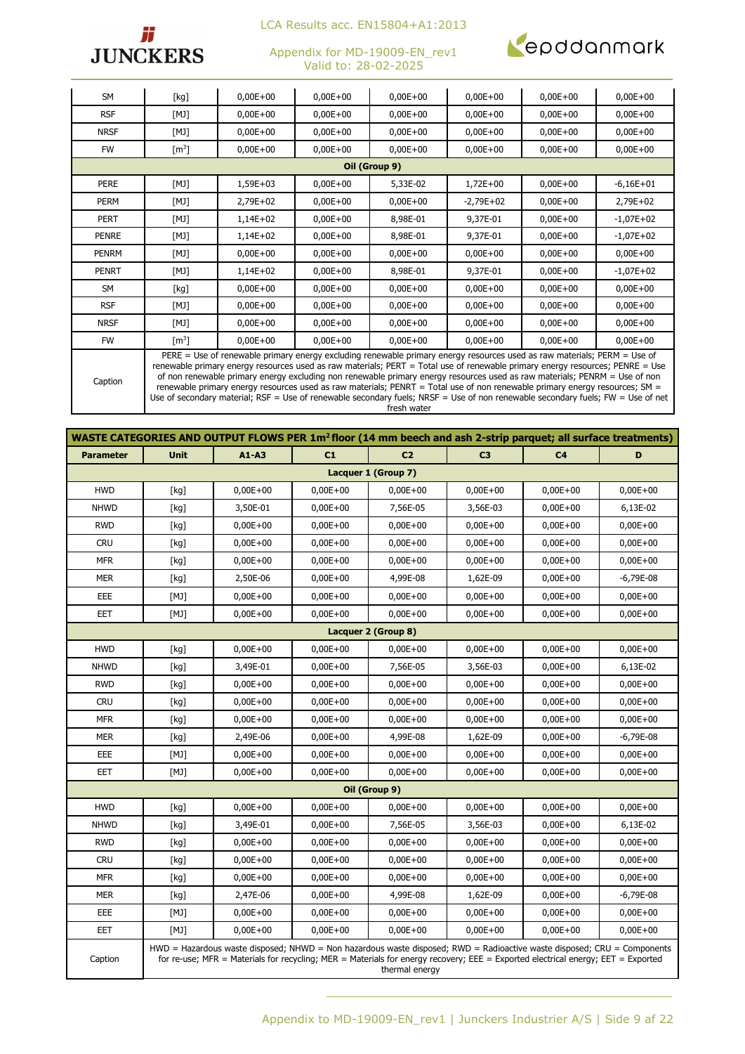| | | | | | | | |
|---|---|---|---|---|---|---|---|
| SM | [kg] | 0,00E+00 | 0,00E+00 | 0,00E+00 | 0,00E+00 | 0,00E+00 | 0,00E+00 |
| RSF | [MJ] | 0,00E+00 | 0,00E+00 | 0,00E+00 | 0,00E+00 | 0,00E+00 | 0,00E+00 |
| NRSF | [MJ] | 0,00E+00 | 0,00E+00 | 0,00E+00 | 0,00E+00 | 0,00E+00 | 0,00E+00 |
| FW | [m³] | 0,00E+00 | 0,00E+00 | 0,00E+00 | 0,00E+00 | 0,00E+00 | 0,00E+00 |
| **Oil (Group 9)** | | | | | | | |
| PERE | [MJ] | 1,59E+03 | 0,00E+00 | 5,33E-02 | 1,72E+00 | 0,00E+00 | -6,16E+01 |
| PERM | [MJ] | 2,79E+02 | 0,00E+00 | 0,00E+00 | -2,79E+02 | 0,00E+00 | 2,79E+02 |
| PERT | [MJ] | 1,14E+02 | 0,00E+00 | 8,98E-01 | 9,37E-01 | 0,00E+00 | -1,07E+02 |
| PENRE | [MJ] | 1,14E+02 | 0,00E+00 | 8,98E-01 | 9,37E-01 | 0,00E+00 | -1,07E+02 |
| PENRM | [MJ] | 0,00E+00 | 0,00E+00 | 0,00E+00 | 0,00E+00 | 0,00E+00 | 0,00E+00 |
| PENRT | [MJ] | 1,14E+02 | 0,00E+00 | 8,98E-01 | 9,37E-01 | 0,00E+00 | -1,07E+02 |
| SM | [kg] | 0,00E+00 | 0,00E+00 | 0,00E+00 | 0,00E+00 | 0,00E+00 | 0,00E+00 |
| RSF | [MJ] | 0,00E+00 | 0,00E+00 | 0,00E+00 | 0,00E+00 | 0,00E+00 | 0,00E+00 |
| NRSF | [MJ] | 0,00E+00 | 0,00E+00 | 0,00E+00 | 0,00E+00 | 0,00E+00 | 0,00E+00 |
| FW | [m³] | 0,00E+00 | 0,00E+00 | 0,00E+00 | 0,00E+00 | 0,00E+00 | 0,00E+00 |
| Caption | PERE = Use of renewable primary energy excluding renewable primary energy resources used as raw materials; PERM = Use of renewable primary energy resources used as raw materials; PERT = Total use of renewable primary energy resources; PENRE = Use of non renewable primary energy excluding non renewable primary energy resources used as raw materials; PENRM = Use of non renewable primary energy resources used as raw materials; PENRT = Total use of non renewable primary energy resources; SM = Use of secondary material; RSF = Use of renewable secondary fuels; NRSF = Use of non renewable secondary fuels; FW = Use of net fresh water | | | | | | |

**WASTE CATEGORIES AND OUTPUT FLOWS PER 1m² floor (14 mm beech and ash 2-strip parquet; all surface treatments)**

| Parameter | Unit | A1-A3 | C1 | C2 | C3 | C4 | D |
|---|---|---|---|---|---|---|---|
| **Lacquer 1 (Group 7)** | | | | | | | |
| HWD | [kg] | 0,00E+00 | 0,00E+00 | 0,00E+00 | 0,00E+00 | 0,00E+00 | 0,00E+00 |
| NHWD | [kg] | 3,50E-01 | 0,00E+00 | 7,56E-05 | 3,56E-03 | 0,00E+00 | 6,13E-02 |
| RWD | [kg] | 0,00E+00 | 0,00E+00 | 0,00E+00 | 0,00E+00 | 0,00E+00 | 0,00E+00 |
| CRU | [kg] | 0,00E+00 | 0,00E+00 | 0,00E+00 | 0,00E+00 | 0,00E+00 | 0,00E+00 |
| MFR | [kg] | 0,00E+00 | 0,00E+00 | 0,00E+00 | 0,00E+00 | 0,00E+00 | 0,00E+00 |
| MER | [kg] | 2,50E-06 | 0,00E+00 | 4,99E-08 | 1,62E-09 | 0,00E+00 | -6,79E-08 |
| EEE | [MJ] | 0,00E+00 | 0,00E+00 | 0,00E+00 | 0,00E+00 | 0,00E+00 | 0,00E+00 |
| EET | [MJ] | 0,00E+00 | 0,00E+00 | 0,00E+00 | 0,00E+00 | 0,00E+00 | 0,00E+00 |
| **Lacquer 2 (Group 8)** | | | | | | | |
| HWD | [kg] | 0,00E+00 | 0,00E+00 | 0,00E+00 | 0,00E+00 | 0,00E+00 | 0,00E+00 |
| NHWD | [kg] | 3,49E-01 | 0,00E+00 | 7,56E-05 | 3,56E-03 | 0,00E+00 | 6,13E-02 |
| RWD | [kg] | 0,00E+00 | 0,00E+00 | 0,00E+00 | 0,00E+00 | 0,00E+00 | 0,00E+00 |
| CRU | [kg] | 0,00E+00 | 0,00E+00 | 0,00E+00 | 0,00E+00 | 0,00E+00 | 0,00E+00 |
| MFR | [kg] | 0,00E+00 | 0,00E+00 | 0,00E+00 | 0,00E+00 | 0,00E+00 | 0,00E+00 |
| MER | [kg] | 2,49E-06 | 0,00E+00 | 4,99E-08 | 1,62E-09 | 0,00E+00 | -6,79E-08 |
| EEE | [MJ] | 0,00E+00 | 0,00E+00 | 0,00E+00 | 0,00E+00 | 0,00E+00 | 0,00E+00 |
| EET | [MJ] | 0,00E+00 | 0,00E+00 | 0,00E+00 | 0,00E+00 | 0,00E+00 | 0,00E+00 |
| **Oil (Group 9)** | | | | | | | |
| HWD | [kg] | 0,00E+00 | 0,00E+00 | 0,00E+00 | 0,00E+00 | 0,00E+00 | 0,00E+00 |
| NHWD | [kg] | 3,49E-01 | 0,00E+00 | 7,56E-05 | 3,56E-03 | 0,00E+00 | 6,13E-02 |
| RWD | [kg] | 0,00E+00 | 0,00E+00 | 0,00E+00 | 0,00E+00 | 0,00E+00 | 0,00E+00 |
| CRU | [kg] | 0,00E+00 | 0,00E+00 | 0,00E+00 | 0,00E+00 | 0,00E+00 | 0,00E+00 |
| MFR | [kg] | 0,00E+00 | 0,00E+00 | 0,00E+00 | 0,00E+00 | 0,00E+00 | 0,00E+00 |
| MER | [kg] | 2,47E-06 | 0,00E+00 | 4,99E-08 | 1,62E-09 | 0,00E+00 | -6,79E-08 |
| EEE | [MJ] | 0,00E+00 | 0,00E+00 | 0,00E+00 | 0,00E+00 | 0,00E+00 | 0,00E+00 |
| EET | [MJ] | 0,00E+00 | 0,00E+00 | 0,00E+00 | 0,00E+00 | 0,00E+00 | 0,00E+00 |
| Caption | HWD = Hazardous waste disposed; NHWD = Non hazardous waste disposed; RWD = Radioactive waste disposed; CRU = Components for re-use; MFR = Materials for recycling; MER = Materials for energy recovery; EEE = Exported electrical energy; EET = Exported thermal energy | | | | | | |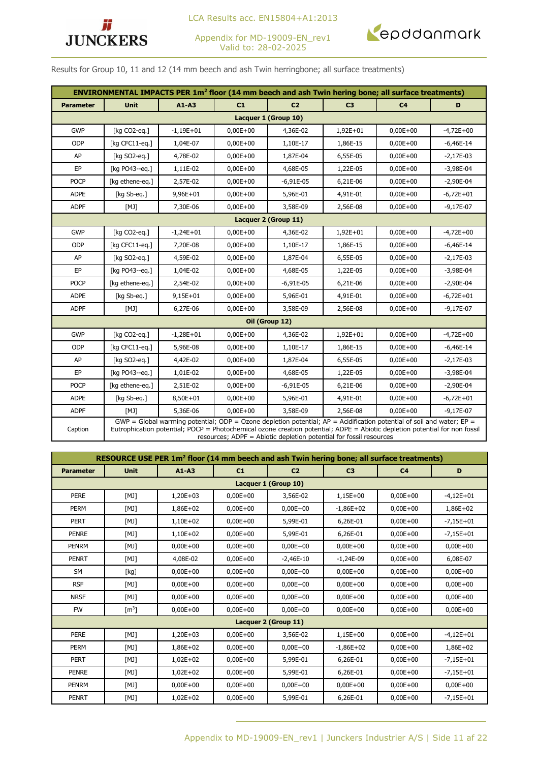Results for Group 10, 11 and 12 (14 mm beech and ash Twin herringbone; all surface treatments)

| ENVIRONMENTAL IMPACTS PER 1m² floor (14 mm beech and ash Twin hering bone; all surface treatments) | | | | | | | |
|---|---|---|---|---|---|---|---|
| Parameter | Unit | A1-A3 | C1 | C2 | C3 | C4 | D |
| Lacquer 1 (Group 10) | | | | | | | |
| GWP | [kg CO2-eq.] | -1,19E+01 | 0,00E+00 | 4,36E-02 | 1,92E+01 | 0,00E+00 | -4,72E+00 |
| ODP | [kg CFC11-eq.] | 1,04E-07 | 0,00E+00 | 1,10E-17 | 1,86E-15 | 0,00E+00 | -6,46E-14 |
| AP | [kg SO2-eq.] | 4,78E-02 | 0,00E+00 | 1,87E-04 | 6,55E-05 | 0,00E+00 | -2,17E-03 |
| EP | [kg PO43--eq.] | 1,11E-02 | 0,00E+00 | 4,68E-05 | 1,22E-05 | 0,00E+00 | -3,98E-04 |
| POCP | [kg ethene-eq.] | 2,57E-02 | 0,00E+00 | -6,91E-05 | 6,21E-06 | 0,00E+00 | -2,90E-04 |
| ADPE | [kg Sb-eq.] | 9,96E+01 | 0,00E+00 | 5,96E-01 | 4,91E-01 | 0,00E+00 | -6,72E+01 |
| ADPF | [MJ] | 7,30E-06 | 0,00E+00 | 3,58E-09 | 2,56E-08 | 0,00E+00 | -9,17E-07 |
| Lacquer 2 (Group 11) | | | | | | | |
| GWP | [kg CO2-eq.] | -1,24E+01 | 0,00E+00 | 4,36E-02 | 1,92E+01 | 0,00E+00 | -4,72E+00 |
| ODP | [kg CFC11-eq.] | 7,20E-08 | 0,00E+00 | 1,10E-17 | 1,86E-15 | 0,00E+00 | -6,46E-14 |
| AP | [kg SO2-eq.] | 4,59E-02 | 0,00E+00 | 1,87E-04 | 6,55E-05 | 0,00E+00 | -2,17E-03 |
| EP | [kg PO43--eq.] | 1,04E-02 | 0,00E+00 | 4,68E-05 | 1,22E-05 | 0,00E+00 | -3,98E-04 |
| POCP | [kg ethene-eq.] | 2,54E-02 | 0,00E+00 | -6,91E-05 | 6,21E-06 | 0,00E+00 | -2,90E-04 |
| ADPE | [kg Sb-eq.] | 9,15E+01 | 0,00E+00 | 5,96E-01 | 4,91E-01 | 0,00E+00 | -6,72E+01 |
| ADPF | [MJ] | 6,27E-06 | 0,00E+00 | 3,58E-09 | 2,56E-08 | 0,00E+00 | -9,17E-07 |
| Oil (Group 12) | | | | | | | |
| GWP | [kg CO2-eq.] | -1,28E+01 | 0,00E+00 | 4,36E-02 | 1,92E+01 | 0,00E+00 | -4,72E+00 |
| ODP | [kg CFC11-eq.] | 5,96E-08 | 0,00E+00 | 1,10E-17 | 1,86E-15 | 0,00E+00 | -6,46E-14 |
| AP | [kg SO2-eq.] | 4,42E-02 | 0,00E+00 | 1,87E-04 | 6,55E-05 | 0,00E+00 | -2,17E-03 |
| EP | [kg PO43--eq.] | 1,01E-02 | 0,00E+00 | 4,68E-05 | 1,22E-05 | 0,00E+00 | -3,98E-04 |
| POCP | [kg ethene-eq.] | 2,51E-02 | 0,00E+00 | -6,91E-05 | 6,21E-06 | 0,00E+00 | -2,90E-04 |
| ADPE | [kg Sb-eq.] | 8,50E+01 | 0,00E+00 | 5,96E-01 | 4,91E-01 | 0,00E+00 | -6,72E+01 |
| ADPF | [MJ] | 5,36E-06 | 0,00E+00 | 3,58E-09 | 2,56E-08 | 0,00E+00 | -9,17E-07 |
| Caption | GWP = Global warming potential; ODP = Ozone depletion potential; AP = Acidification potential of soil and water; EP = Eutrophication potential; POCP = Photochemical ozone creation potential; ADPE = Abiotic depletion potential for non fossil resources; ADPF = Abiotic depletion potential for fossil resources | | | | | | |

| RESOURCE USE PER 1m² floor (14 mm beech and ash Twin hering bone; all surface treatments) | | | | | | | |
|---|---|---|---|---|---|---|---|
| Parameter | Unit | A1-A3 | C1 | C2 | C3 | C4 | D |
| Lacquer 1 (Group 10) | | | | | | | |
| PERE | [MJ] | 1,20E+03 | 0,00E+00 | 3,56E-02 | 1,15E+00 | 0,00E+00 | -4,12E+01 |
| PERM | [MJ] | 1,86E+02 | 0,00E+00 | 0,00E+00 | -1,86E+02 | 0,00E+00 | 1,86E+02 |
| PERT | [MJ] | 1,10E+02 | 0,00E+00 | 5,99E-01 | 6,26E-01 | 0,00E+00 | -7,15E+01 |
| PENRE | [MJ] | 1,10E+02 | 0,00E+00 | 5,99E-01 | 6,26E-01 | 0,00E+00 | -7,15E+01 |
| PENRM | [MJ] | 0,00E+00 | 0,00E+00 | 0,00E+00 | 0,00E+00 | 0,00E+00 | 0,00E+00 |
| PENRT | [MJ] | 4,08E-02 | 0,00E+00 | -2,46E-10 | -1,24E-09 | 0,00E+00 | 6,08E-07 |
| SM | [kg] | 0,00E+00 | 0,00E+00 | 0,00E+00 | 0,00E+00 | 0,00E+00 | 0,00E+00 |
| RSF | [MJ] | 0,00E+00 | 0,00E+00 | 0,00E+00 | 0,00E+00 | 0,00E+00 | 0,00E+00 |
| NRSF | [MJ] | 0,00E+00 | 0,00E+00 | 0,00E+00 | 0,00E+00 | 0,00E+00 | 0,00E+00 |
| FW | [m³] | 0,00E+00 | 0,00E+00 | 0,00E+00 | 0,00E+00 | 0,00E+00 | 0,00E+00 |
| Lacquer 2 (Group 11) | | | | | | | |
| PERE | [MJ] | 1,20E+03 | 0,00E+00 | 3,56E-02 | 1,15E+00 | 0,00E+00 | -4,12E+01 |
| PERM | [MJ] | 1,86E+02 | 0,00E+00 | 0,00E+00 | -1,86E+02 | 0,00E+00 | 1,86E+02 |
| PERT | [MJ] | 1,02E+02 | 0,00E+00 | 5,99E-01 | 6,26E-01 | 0,00E+00 | -7,15E+01 |
| PENRE | [MJ] | 1,02E+02 | 0,00E+00 | 5,99E-01 | 6,26E-01 | 0,00E+00 | -7,15E+01 |
| PENRM | [MJ] | 0,00E+00 | 0,00E+00 | 0,00E+00 | 0,00E+00 | 0,00E+00 | 0,00E+00 |
| PENRT | [MJ] | 1,02E+02 | 0,00E+00 | 5,99E-01 | 6,26E-01 | 0,00E+00 | -7,15E+01 |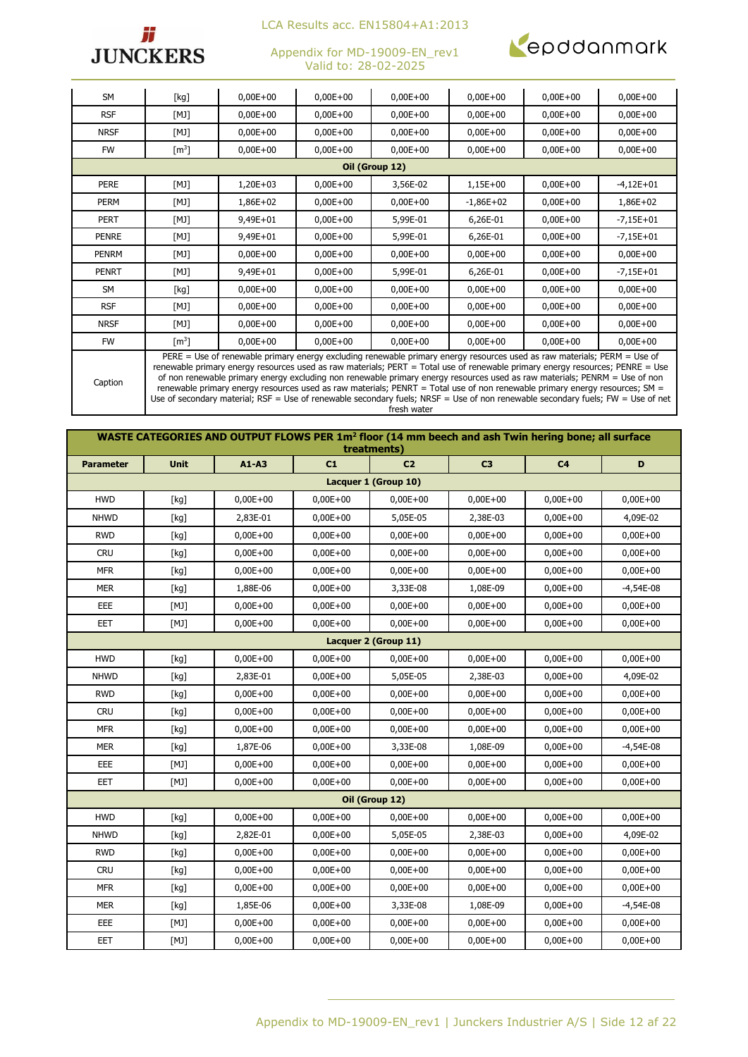| | | | | | | | |
|---|---|---|---|---|---|---|---|
| SM | [kg] | 0,00E+00 | 0,00E+00 | 0,00E+00 | 0,00E+00 | 0,00E+00 | 0,00E+00 |
| RSF | [MJ] | 0,00E+00 | 0,00E+00 | 0,00E+00 | 0,00E+00 | 0,00E+00 | 0,00E+00 |
| NRSF | [MJ] | 0,00E+00 | 0,00E+00 | 0,00E+00 | 0,00E+00 | 0,00E+00 | 0,00E+00 |
| FW | [m³] | 0,00E+00 | 0,00E+00 | 0,00E+00 | 0,00E+00 | 0,00E+00 | 0,00E+00 |
| **Oil (Group 12)** | | | | | | | |
| PERE | [MJ] | 1,20E+03 | 0,00E+00 | 3,56E-02 | 1,15E+00 | 0,00E+00 | -4,12E+01 |
| PERM | [MJ] | 1,86E+02 | 0,00E+00 | 0,00E+00 | -1,86E+02 | 0,00E+00 | 1,86E+02 |
| PERT | [MJ] | 9,49E+01 | 0,00E+00 | 5,99E-01 | 6,26E-01 | 0,00E+00 | -7,15E+01 |
| PENRE | [MJ] | 9,49E+01 | 0,00E+00 | 5,99E-01 | 6,26E-01 | 0,00E+00 | -7,15E+01 |
| PENRM | [MJ] | 0,00E+00 | 0,00E+00 | 0,00E+00 | 0,00E+00 | 0,00E+00 | 0,00E+00 |
| PENRT | [MJ] | 9,49E+01 | 0,00E+00 | 5,99E-01 | 6,26E-01 | 0,00E+00 | -7,15E+01 |
| SM | [kg] | 0,00E+00 | 0,00E+00 | 0,00E+00 | 0,00E+00 | 0,00E+00 | 0,00E+00 |
| RSF | [MJ] | 0,00E+00 | 0,00E+00 | 0,00E+00 | 0,00E+00 | 0,00E+00 | 0,00E+00 |
| NRSF | [MJ] | 0,00E+00 | 0,00E+00 | 0,00E+00 | 0,00E+00 | 0,00E+00 | 0,00E+00 |
| FW | [m³] | 0,00E+00 | 0,00E+00 | 0,00E+00 | 0,00E+00 | 0,00E+00 | 0,00E+00 |
| Caption | PERE = Use of renewable primary energy excluding renewable primary energy resources used as raw materials; PERM = Use of renewable primary energy resources used as raw materials; PERT = Total use of renewable primary energy resources; PENRE = Use of non renewable primary energy excluding non renewable primary energy resources used as raw materials; PENRM = Use of non renewable primary energy resources used as raw materials; PENRT = Total use of non renewable primary energy resources; SM = Use of secondary material; RSF = Use of renewable secondary fuels; NRSF = Use of non renewable secondary fuels; FW = Use of net fresh water | | | | | | |

| WASTE CATEGORIES AND OUTPUT FLOWS PER 1m² floor (14 mm beech and ash Twin hering bone; all surface treatments) | | | | | | | |
|---|---|---|---|---|---|---|---|
| **Parameter** | **Unit** | **A1-A3** | **C1** | **C2** | **C3** | **C4** | **D** |
| **Lacquer 1 (Group 10)** | | | | | | | |
| HWD | [kg] | 0,00E+00 | 0,00E+00 | 0,00E+00 | 0,00E+00 | 0,00E+00 | 0,00E+00 |
| NHWD | [kg] | 2,83E-01 | 0,00E+00 | 5,05E-05 | 2,38E-03 | 0,00E+00 | 4,09E-02 |
| RWD | [kg] | 0,00E+00 | 0,00E+00 | 0,00E+00 | 0,00E+00 | 0,00E+00 | 0,00E+00 |
| CRU | [kg] | 0,00E+00 | 0,00E+00 | 0,00E+00 | 0,00E+00 | 0,00E+00 | 0,00E+00 |
| MFR | [kg] | 0,00E+00 | 0,00E+00 | 0,00E+00 | 0,00E+00 | 0,00E+00 | 0,00E+00 |
| MER | [kg] | 1,88E-06 | 0,00E+00 | 3,33E-08 | 1,08E-09 | 0,00E+00 | -4,54E-08 |
| EEE | [MJ] | 0,00E+00 | 0,00E+00 | 0,00E+00 | 0,00E+00 | 0,00E+00 | 0,00E+00 |
| EET | [MJ] | 0,00E+00 | 0,00E+00 | 0,00E+00 | 0,00E+00 | 0,00E+00 | 0,00E+00 |
| **Lacquer 2 (Group 11)** | | | | | | | |
| HWD | [kg] | 0,00E+00 | 0,00E+00 | 0,00E+00 | 0,00E+00 | 0,00E+00 | 0,00E+00 |
| NHWD | [kg] | 2,83E-01 | 0,00E+00 | 5,05E-05 | 2,38E-03 | 0,00E+00 | 4,09E-02 |
| RWD | [kg] | 0,00E+00 | 0,00E+00 | 0,00E+00 | 0,00E+00 | 0,00E+00 | 0,00E+00 |
| CRU | [kg] | 0,00E+00 | 0,00E+00 | 0,00E+00 | 0,00E+00 | 0,00E+00 | 0,00E+00 |
| MFR | [kg] | 0,00E+00 | 0,00E+00 | 0,00E+00 | 0,00E+00 | 0,00E+00 | 0,00E+00 |
| MER | [kg] | 1,87E-06 | 0,00E+00 | 3,33E-08 | 1,08E-09 | 0,00E+00 | -4,54E-08 |
| EEE | [MJ] | 0,00E+00 | 0,00E+00 | 0,00E+00 | 0,00E+00 | 0,00E+00 | 0,00E+00 |
| EET | [MJ] | 0,00E+00 | 0,00E+00 | 0,00E+00 | 0,00E+00 | 0,00E+00 | 0,00E+00 |
| **Oil (Group 12)** | | | | | | | |
| HWD | [kg] | 0,00E+00 | 0,00E+00 | 0,00E+00 | 0,00E+00 | 0,00E+00 | 0,00E+00 |
| NHWD | [kg] | 2,82E-01 | 0,00E+00 | 5,05E-05 | 2,38E-03 | 0,00E+00 | 4,09E-02 |
| RWD | [kg] | 0,00E+00 | 0,00E+00 | 0,00E+00 | 0,00E+00 | 0,00E+00 | 0,00E+00 |
| CRU | [kg] | 0,00E+00 | 0,00E+00 | 0,00E+00 | 0,00E+00 | 0,00E+00 | 0,00E+00 |
| MFR | [kg] | 0,00E+00 | 0,00E+00 | 0,00E+00 | 0,00E+00 | 0,00E+00 | 0,00E+00 |
| MER | [kg] | 1,85E-06 | 0,00E+00 | 3,33E-08 | 1,08E-09 | 0,00E+00 | -4,54E-08 |
| EEE | [MJ] | 0,00E+00 | 0,00E+00 | 0,00E+00 | 0,00E+00 | 0,00E+00 | 0,00E+00 |
| EET | [MJ] | 0,00E+00 | 0,00E+00 | 0,00E+00 | 0,00E+00 | 0,00E+00 | 0,00E+00 |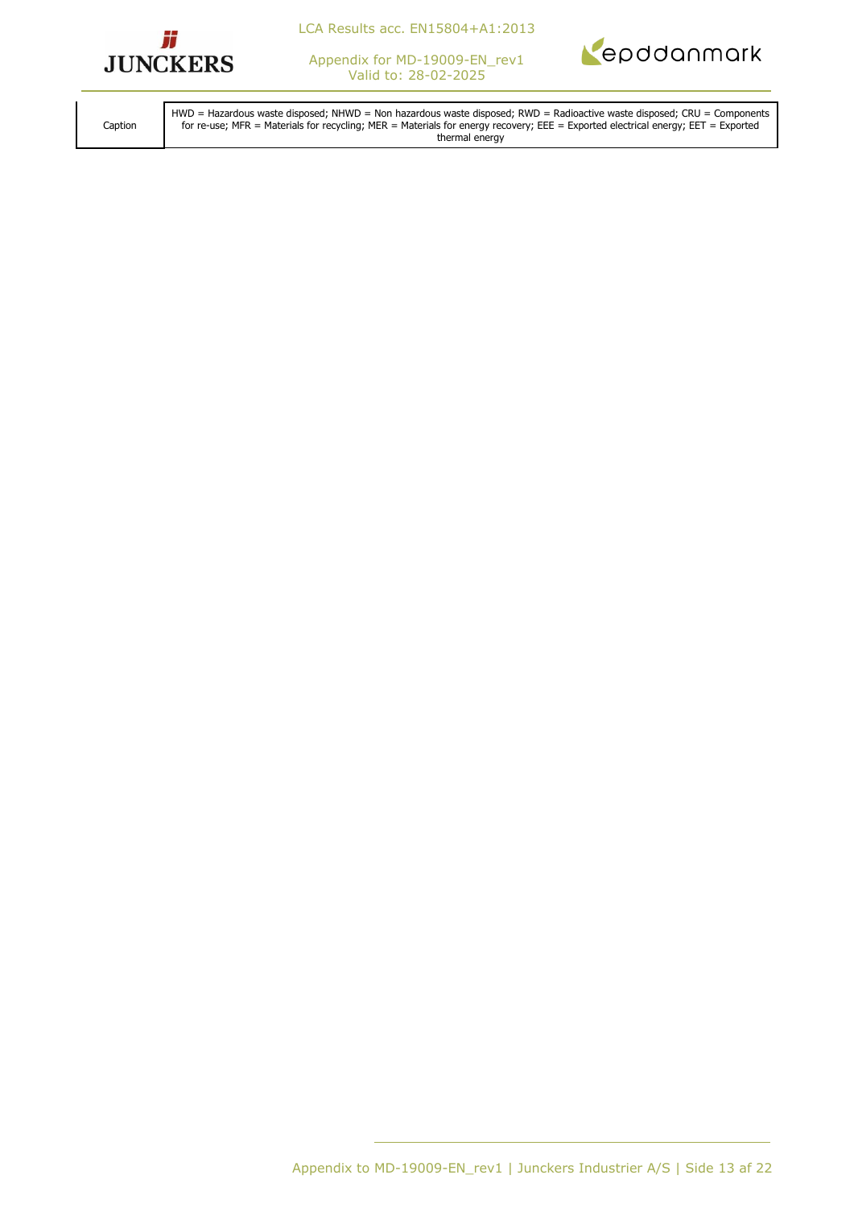| Caption | HWD = Hazardous waste disposed; NHWD = Non hazardous waste disposed; RWD = Radioactive waste disposed; CRU = Components for re-use; MFR = Materials for recycling; MER = Materials for energy recovery; EEE = Exported electrical energy; EET = Exported thermal energy |
|---|---|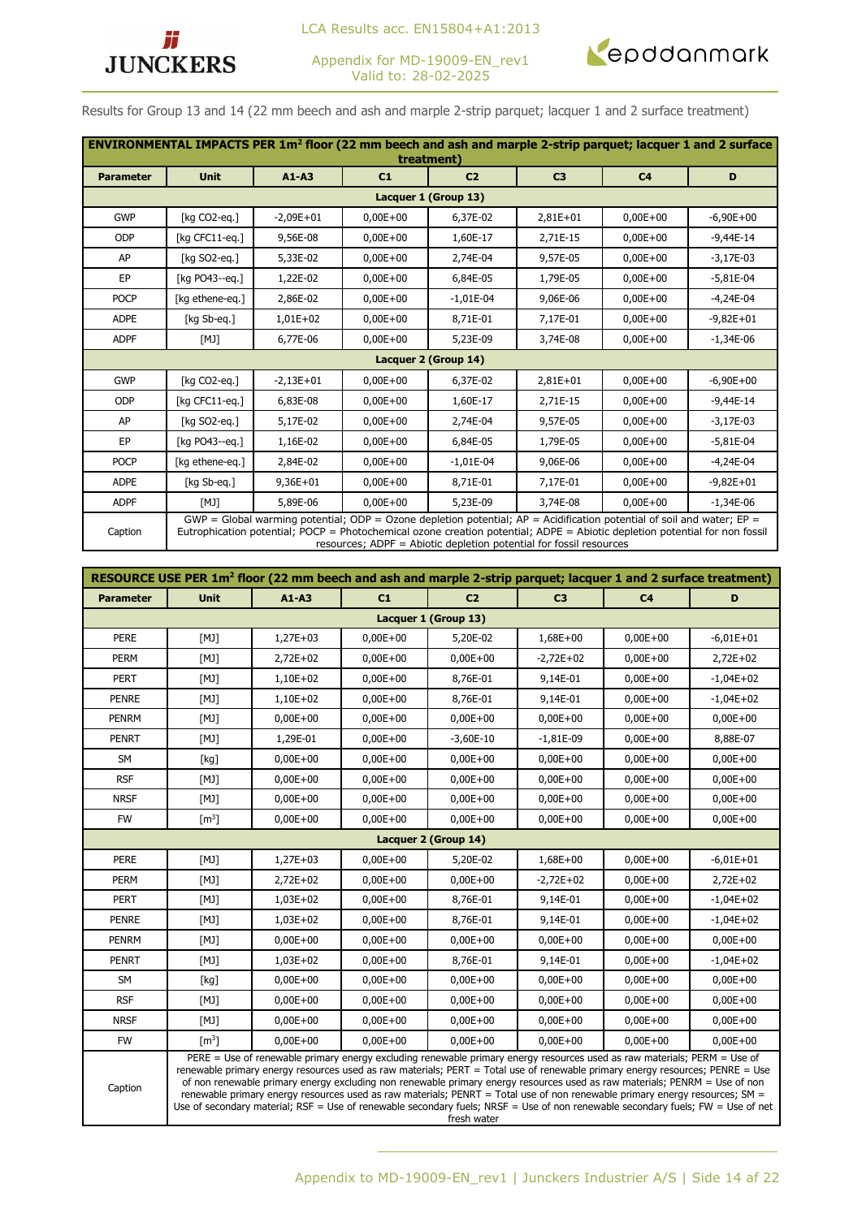Results for Group 13 and 14 (22 mm beech and ash and marple 2-strip parquet; lacquer 1 and 2 surface treatment)

| ENVIRONMENTAL IMPACTS PER 1m² floor (22 mm beech and ash and marple 2-strip parquet; lacquer 1 and 2 surface treatment) | | | | | | | |
|---|---|---|---|---|---|---|---|
| **Parameter** | **Unit** | **A1-A3** | **C1** | **C2** | **C3** | **C4** | **D** |
| **Lacquer 1 (Group 13)** | | | | | | | |
| GWP | [kg CO2-eq.] | -2,09E+01 | 0,00E+00 | 6,37E-02 | 2,81E+01 | 0,00E+00 | -6,90E+00 |
| ODP | [kg CFC11-eq.] | 9,56E-08 | 0,00E+00 | 1,60E-17 | 2,71E-15 | 0,00E+00 | -9,44E-14 |
| AP | [kg SO2-eq.] | 5,33E-02 | 0,00E+00 | 2,74E-04 | 9,57E-05 | 0,00E+00 | -3,17E-03 |
| EP | [kg PO43--eq.] | 1,22E-02 | 0,00E+00 | 6,84E-05 | 1,79E-05 | 0,00E+00 | -5,81E-04 |
| POCP | [kg ethene-eq.] | 2,86E-02 | 0,00E+00 | -1,01E-04 | 9,06E-06 | 0,00E+00 | -4,24E-04 |
| ADPE | [kg Sb-eq.] | 1,01E+02 | 0,00E+00 | 8,71E-01 | 7,17E-01 | 0,00E+00 | -9,82E+01 |
| ADPF | [MJ] | 6,77E-06 | 0,00E+00 | 5,23E-09 | 3,74E-08 | 0,00E+00 | -1,34E-06 |
| **Lacquer 2 (Group 14)** | | | | | | | |
| GWP | [kg CO2-eq.] | -2,13E+01 | 0,00E+00 | 6,37E-02 | 2,81E+01 | 0,00E+00 | -6,90E+00 |
| ODP | [kg CFC11-eq.] | 6,83E-08 | 0,00E+00 | 1,60E-17 | 2,71E-15 | 0,00E+00 | -9,44E-14 |
| AP | [kg SO2-eq.] | 5,17E-02 | 0,00E+00 | 2,74E-04 | 9,57E-05 | 0,00E+00 | -3,17E-03 |
| EP | [kg PO43--eq.] | 1,16E-02 | 0,00E+00 | 6,84E-05 | 1,79E-05 | 0,00E+00 | -5,81E-04 |
| POCP | [kg ethene-eq.] | 2,84E-02 | 0,00E+00 | -1,01E-04 | 9,06E-06 | 0,00E+00 | -4,24E-04 |
| ADPE | [kg Sb-eq.] | 9,36E+01 | 0,00E+00 | 8,71E-01 | 7,17E-01 | 0,00E+00 | -9,82E+01 |
| ADPF | [MJ] | 5,89E-06 | 0,00E+00 | 5,23E-09 | 3,74E-08 | 0,00E+00 | -1,34E-06 |
| Caption | GWP = Global warming potential; ODP = Ozone depletion potential; AP = Acidification potential of soil and water; EP = Eutrophication potential; POCP = Photochemical ozone creation potential; ADPE = Abiotic depletion potential for non fossil resources; ADPF = Abiotic depletion potential for fossil resources | | | | | | |

| RESOURCE USE PER 1m² floor (22 mm beech and ash and marple 2-strip parquet; lacquer 1 and 2 surface treatment) | | | | | | | |
|---|---|---|---|---|---|---|---|
| **Parameter** | **Unit** | **A1-A3** | **C1** | **C2** | **C3** | **C4** | **D** |
| **Lacquer 1 (Group 13)** | | | | | | | |
| PERE | [MJ] | 1,27E+03 | 0,00E+00 | 5,20E-02 | 1,68E+00 | 0,00E+00 | -6,01E+01 |
| PERM | [MJ] | 2,72E+02 | 0,00E+00 | 0,00E+00 | -2,72E+02 | 0,00E+00 | 2,72E+02 |
| PERT | [MJ] | 1,10E+02 | 0,00E+00 | 8,76E-01 | 9,14E-01 | 0,00E+00 | -1,04E+02 |
| PENRE | [MJ] | 1,10E+02 | 0,00E+00 | 8,76E-01 | 9,14E-01 | 0,00E+00 | -1,04E+02 |
| PENRM | [MJ] | 0,00E+00 | 0,00E+00 | 0,00E+00 | 0,00E+00 | 0,00E+00 | 0,00E+00 |
| PENRT | [MJ] | 1,29E-01 | 0,00E+00 | -3,60E-10 | -1,81E-09 | 0,00E+00 | 8,88E-07 |
| SM | [kg] | 0,00E+00 | 0,00E+00 | 0,00E+00 | 0,00E+00 | 0,00E+00 | 0,00E+00 |
| RSF | [MJ] | 0,00E+00 | 0,00E+00 | 0,00E+00 | 0,00E+00 | 0,00E+00 | 0,00E+00 |
| NRSF | [MJ] | 0,00E+00 | 0,00E+00 | 0,00E+00 | 0,00E+00 | 0,00E+00 | 0,00E+00 |
| FW | [m³] | 0,00E+00 | 0,00E+00 | 0,00E+00 | 0,00E+00 | 0,00E+00 | 0,00E+00 |
| **Lacquer 2 (Group 14)** | | | | | | | |
| PERE | [MJ] | 1,27E+03 | 0,00E+00 | 5,20E-02 | 1,68E+00 | 0,00E+00 | -6,01E+01 |
| PERM | [MJ] | 2,72E+02 | 0,00E+00 | 0,00E+00 | -2,72E+02 | 0,00E+00 | 2,72E+02 |
| PERT | [MJ] | 1,03E+02 | 0,00E+00 | 8,76E-01 | 9,14E-01 | 0,00E+00 | -1,04E+02 |
| PENRE | [MJ] | 1,03E+02 | 0,00E+00 | 8,76E-01 | 9,14E-01 | 0,00E+00 | -1,04E+02 |
| PENRM | [MJ] | 0,00E+00 | 0,00E+00 | 0,00E+00 | 0,00E+00 | 0,00E+00 | 0,00E+00 |
| PENRT | [MJ] | 1,03E+02 | 0,00E+00 | 8,76E-01 | 9,14E-01 | 0,00E+00 | -1,04E+02 |
| SM | [kg] | 0,00E+00 | 0,00E+00 | 0,00E+00 | 0,00E+00 | 0,00E+00 | 0,00E+00 |
| RSF | [MJ] | 0,00E+00 | 0,00E+00 | 0,00E+00 | 0,00E+00 | 0,00E+00 | 0,00E+00 |
| NRSF | [MJ] | 0,00E+00 | 0,00E+00 | 0,00E+00 | 0,00E+00 | 0,00E+00 | 0,00E+00 |
| FW | [m³] | 0,00E+00 | 0,00E+00 | 0,00E+00 | 0,00E+00 | 0,00E+00 | 0,00E+00 |
| Caption | PERE = Use of renewable primary energy excluding renewable primary energy resources used as raw materials; PERM = Use of renewable primary energy resources used as raw materials; PERT = Total use of renewable primary energy resources; PENRE = Use of non renewable primary energy excluding non renewable primary energy resources used as raw materials; PENRM = Use of non renewable primary energy resources used as raw materials; PENRT = Total use of non renewable primary energy resources; SM = Use of secondary material; RSF = Use of renewable secondary fuels; NRSF = Use of non renewable secondary fuels; FW = Use of net fresh water | | | | | | |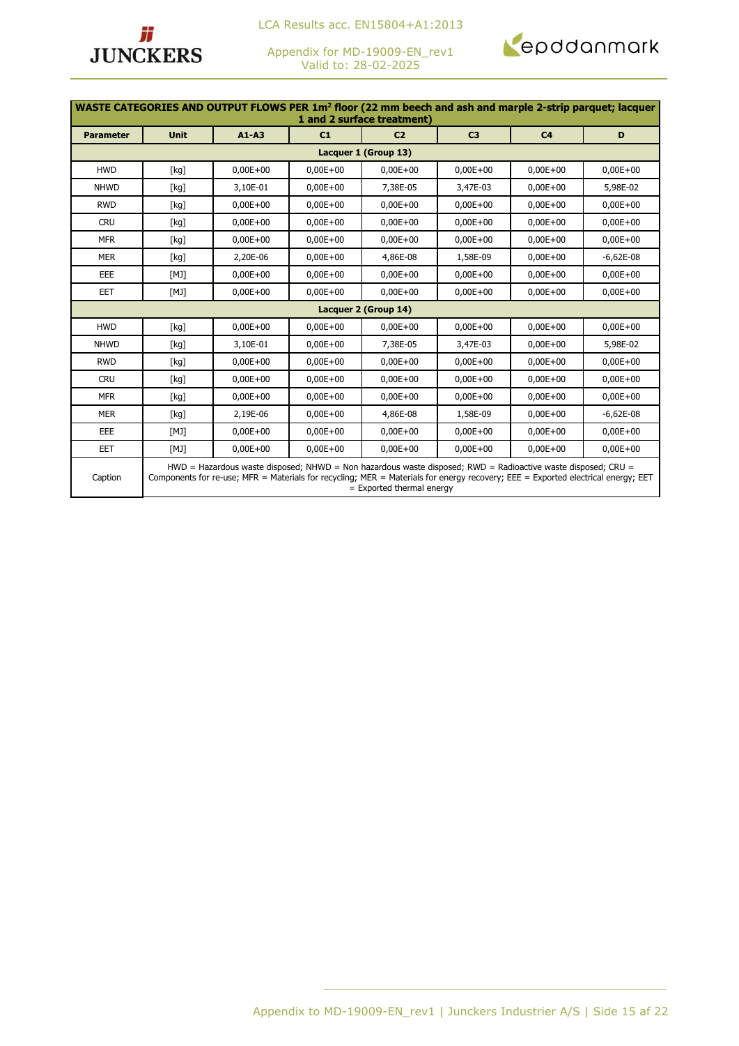| WASTE CATEGORIES AND OUTPUT FLOWS PER 1m² floor (22 mm beech and ash and marple 2-strip parquet; lacquer 1 and 2 surface treatment) | | | | | | | |
|---|---|---|---|---|---|---|---|
| Parameter | Unit | A1-A3 | C1 | C2 | C3 | C4 | D |
| Lacquer 1 (Group 13) | | | | | | | |
| HWD | [kg] | 0,00E+00 | 0,00E+00 | 0,00E+00 | 0,00E+00 | 0,00E+00 | 0,00E+00 |
| NHWD | [kg] | 3,10E-01 | 0,00E+00 | 7,38E-05 | 3,47E-03 | 0,00E+00 | 5,98E-02 |
| RWD | [kg] | 0,00E+00 | 0,00E+00 | 0,00E+00 | 0,00E+00 | 0,00E+00 | 0,00E+00 |
| CRU | [kg] | 0,00E+00 | 0,00E+00 | 0,00E+00 | 0,00E+00 | 0,00E+00 | 0,00E+00 |
| MFR | [kg] | 0,00E+00 | 0,00E+00 | 0,00E+00 | 0,00E+00 | 0,00E+00 | 0,00E+00 |
| MER | [kg] | 2,20E-06 | 0,00E+00 | 4,86E-08 | 1,58E-09 | 0,00E+00 | -6,62E-08 |
| EEE | [MJ] | 0,00E+00 | 0,00E+00 | 0,00E+00 | 0,00E+00 | 0,00E+00 | 0,00E+00 |
| EET | [MJ] | 0,00E+00 | 0,00E+00 | 0,00E+00 | 0,00E+00 | 0,00E+00 | 0,00E+00 |
| Lacquer 2 (Group 14) | | | | | | | |
| HWD | [kg] | 0,00E+00 | 0,00E+00 | 0,00E+00 | 0,00E+00 | 0,00E+00 | 0,00E+00 |
| NHWD | [kg] | 3,10E-01 | 0,00E+00 | 7,38E-05 | 3,47E-03 | 0,00E+00 | 5,98E-02 |
| RWD | [kg] | 0,00E+00 | 0,00E+00 | 0,00E+00 | 0,00E+00 | 0,00E+00 | 0,00E+00 |
| CRU | [kg] | 0,00E+00 | 0,00E+00 | 0,00E+00 | 0,00E+00 | 0,00E+00 | 0,00E+00 |
| MFR | [kg] | 0,00E+00 | 0,00E+00 | 0,00E+00 | 0,00E+00 | 0,00E+00 | 0,00E+00 |
| MER | [kg] | 2,19E-06 | 0,00E+00 | 4,86E-08 | 1,58E-09 | 0,00E+00 | -6,62E-08 |
| EEE | [MJ] | 0,00E+00 | 0,00E+00 | 0,00E+00 | 0,00E+00 | 0,00E+00 | 0,00E+00 |
| EET | [MJ] | 0,00E+00 | 0,00E+00 | 0,00E+00 | 0,00E+00 | 0,00E+00 | 0,00E+00 |
| Caption | HWD = Hazardous waste disposed; NHWD = Non hazardous waste disposed; RWD = Radioactive waste disposed; CRU = Components for re-use; MFR = Materials for recycling; MER = Materials for energy recovery; EEE = Exported electrical energy; EET = Exported thermal energy | | | | | | |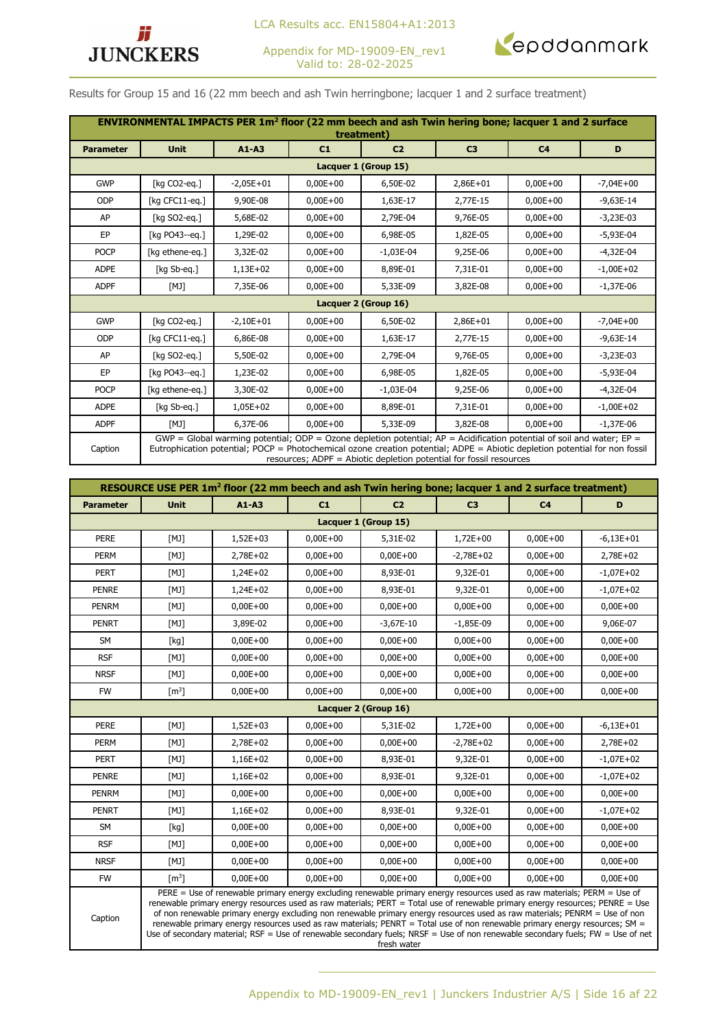Results for Group 15 and 16 (22 mm beech and ash Twin herringbone; lacquer 1 and 2 surface treatment)

| ENVIRONMENTAL IMPACTS PER 1m² floor (22 mm beech and ash Twin hering bone; lacquer 1 and 2 surface treatment) | | | | | | | |
|---|---|---|---|---|---|---|---|
| Parameter | Unit | A1-A3 | C1 | C2 | C3 | C4 | D |
| Lacquer 1 (Group 15) | | | | | | | |
| GWP | [kg CO2-eq.] | -2,05E+01 | 0,00E+00 | 6,50E-02 | 2,86E+01 | 0,00E+00 | -7,04E+00 |
| ODP | [kg CFC11-eq.] | 9,90E-08 | 0,00E+00 | 1,63E-17 | 2,77E-15 | 0,00E+00 | -9,63E-14 |
| AP | [kg SO2-eq.] | 5,68E-02 | 0,00E+00 | 2,79E-04 | 9,76E-05 | 0,00E+00 | -3,23E-03 |
| EP | [kg PO43--eq.] | 1,29E-02 | 0,00E+00 | 6,98E-05 | 1,82E-05 | 0,00E+00 | -5,93E-04 |
| POCP | [kg ethene-eq.] | 3,32E-02 | 0,00E+00 | -1,03E-04 | 9,25E-06 | 0,00E+00 | -4,32E-04 |
| ADPE | [kg Sb-eq.] | 1,13E+02 | 0,00E+00 | 8,89E-01 | 7,31E-01 | 0,00E+00 | -1,00E+02 |
| ADPF | [MJ] | 7,35E-06 | 0,00E+00 | 5,33E-09 | 3,82E-08 | 0,00E+00 | -1,37E-06 |
| Lacquer 2 (Group 16) | | | | | | | |
| GWP | [kg CO2-eq.] | -2,10E+01 | 0,00E+00 | 6,50E-02 | 2,86E+01 | 0,00E+00 | -7,04E+00 |
| ODP | [kg CFC11-eq.] | 6,86E-08 | 0,00E+00 | 1,63E-17 | 2,77E-15 | 0,00E+00 | -9,63E-14 |
| AP | [kg SO2-eq.] | 5,50E-02 | 0,00E+00 | 2,79E-04 | 9,76E-05 | 0,00E+00 | -3,23E-03 |
| EP | [kg PO43--eq.] | 1,23E-02 | 0,00E+00 | 6,98E-05 | 1,82E-05 | 0,00E+00 | -5,93E-04 |
| POCP | [kg ethene-eq.] | 3,30E-02 | 0,00E+00 | -1,03E-04 | 9,25E-06 | 0,00E+00 | -4,32E-04 |
| ADPE | [kg Sb-eq.] | 1,05E+02 | 0,00E+00 | 8,89E-01 | 7,31E-01 | 0,00E+00 | -1,00E+02 |
| ADPF | [MJ] | 6,37E-06 | 0,00E+00 | 5,33E-09 | 3,82E-08 | 0,00E+00 | -1,37E-06 |
| Caption | GWP = Global warming potential; ODP = Ozone depletion potential; AP = Acidification potential of soil and water; EP = Eutrophication potential; POCP = Photochemical ozone creation potential; ADPE = Abiotic depletion potential for non fossil resources; ADPF = Abiotic depletion potential for fossil resources | | | | | | |

| RESOURCE USE PER 1m² floor (22 mm beech and ash Twin hering bone; lacquer 1 and 2 surface treatment) | | | | | | | |
|---|---|---|---|---|---|---|---|
| Parameter | Unit | A1-A3 | C1 | C2 | C3 | C4 | D |
| Lacquer 1 (Group 15) | | | | | | | |
| PERE | [MJ] | 1,52E+03 | 0,00E+00 | 5,31E-02 | 1,72E+00 | 0,00E+00 | -6,13E+01 |
| PERM | [MJ] | 2,78E+02 | 0,00E+00 | 0,00E+00 | -2,78E+02 | 0,00E+00 | 2,78E+02 |
| PERT | [MJ] | 1,24E+02 | 0,00E+00 | 8,93E-01 | 9,32E-01 | 0,00E+00 | -1,07E+02 |
| PENRE | [MJ] | 1,24E+02 | 0,00E+00 | 8,93E-01 | 9,32E-01 | 0,00E+00 | -1,07E+02 |
| PENRM | [MJ] | 0,00E+00 | 0,00E+00 | 0,00E+00 | 0,00E+00 | 0,00E+00 | 0,00E+00 |
| PENRT | [MJ] | 3,89E-02 | 0,00E+00 | -3,67E-10 | -1,85E-09 | 0,00E+00 | 9,06E-07 |
| SM | [kg] | 0,00E+00 | 0,00E+00 | 0,00E+00 | 0,00E+00 | 0,00E+00 | 0,00E+00 |
| RSF | [MJ] | 0,00E+00 | 0,00E+00 | 0,00E+00 | 0,00E+00 | 0,00E+00 | 0,00E+00 |
| NRSF | [MJ] | 0,00E+00 | 0,00E+00 | 0,00E+00 | 0,00E+00 | 0,00E+00 | 0,00E+00 |
| FW | [m³] | 0,00E+00 | 0,00E+00 | 0,00E+00 | 0,00E+00 | 0,00E+00 | 0,00E+00 |
| Lacquer 2 (Group 16) | | | | | | | |
| PERE | [MJ] | 1,52E+03 | 0,00E+00 | 5,31E-02 | 1,72E+00 | 0,00E+00 | -6,13E+01 |
| PERM | [MJ] | 2,78E+02 | 0,00E+00 | 0,00E+00 | -2,78E+02 | 0,00E+00 | 2,78E+02 |
| PERT | [MJ] | 1,16E+02 | 0,00E+00 | 8,93E-01 | 9,32E-01 | 0,00E+00 | -1,07E+02 |
| PENRE | [MJ] | 1,16E+02 | 0,00E+00 | 8,93E-01 | 9,32E-01 | 0,00E+00 | -1,07E+02 |
| PENRM | [MJ] | 0,00E+00 | 0,00E+00 | 0,00E+00 | 0,00E+00 | 0,00E+00 | 0,00E+00 |
| PENRT | [MJ] | 1,16E+02 | 0,00E+00 | 8,93E-01 | 9,32E-01 | 0,00E+00 | -1,07E+02 |
| SM | [kg] | 0,00E+00 | 0,00E+00 | 0,00E+00 | 0,00E+00 | 0,00E+00 | 0,00E+00 |
| RSF | [MJ] | 0,00E+00 | 0,00E+00 | 0,00E+00 | 0,00E+00 | 0,00E+00 | 0,00E+00 |
| NRSF | [MJ] | 0,00E+00 | 0,00E+00 | 0,00E+00 | 0,00E+00 | 0,00E+00 | 0,00E+00 |
| FW | [m³] | 0,00E+00 | 0,00E+00 | 0,00E+00 | 0,00E+00 | 0,00E+00 | 0,00E+00 |
| Caption | PERE = Use of renewable primary energy excluding renewable primary energy resources used as raw materials; PERM = Use of renewable primary energy resources used as raw materials; PERT = Total use of renewable primary energy resources; PENRE = Use of non renewable primary energy excluding non renewable primary energy resources used as raw materials; PENRM = Use of non renewable primary energy resources used as raw materials; PENRT = Total use of non renewable primary energy resources; SM = Use of secondary material; RSF = Use of renewable secondary fuels; NRSF = Use of non renewable secondary fuels; FW = Use of net fresh water | | | | | | |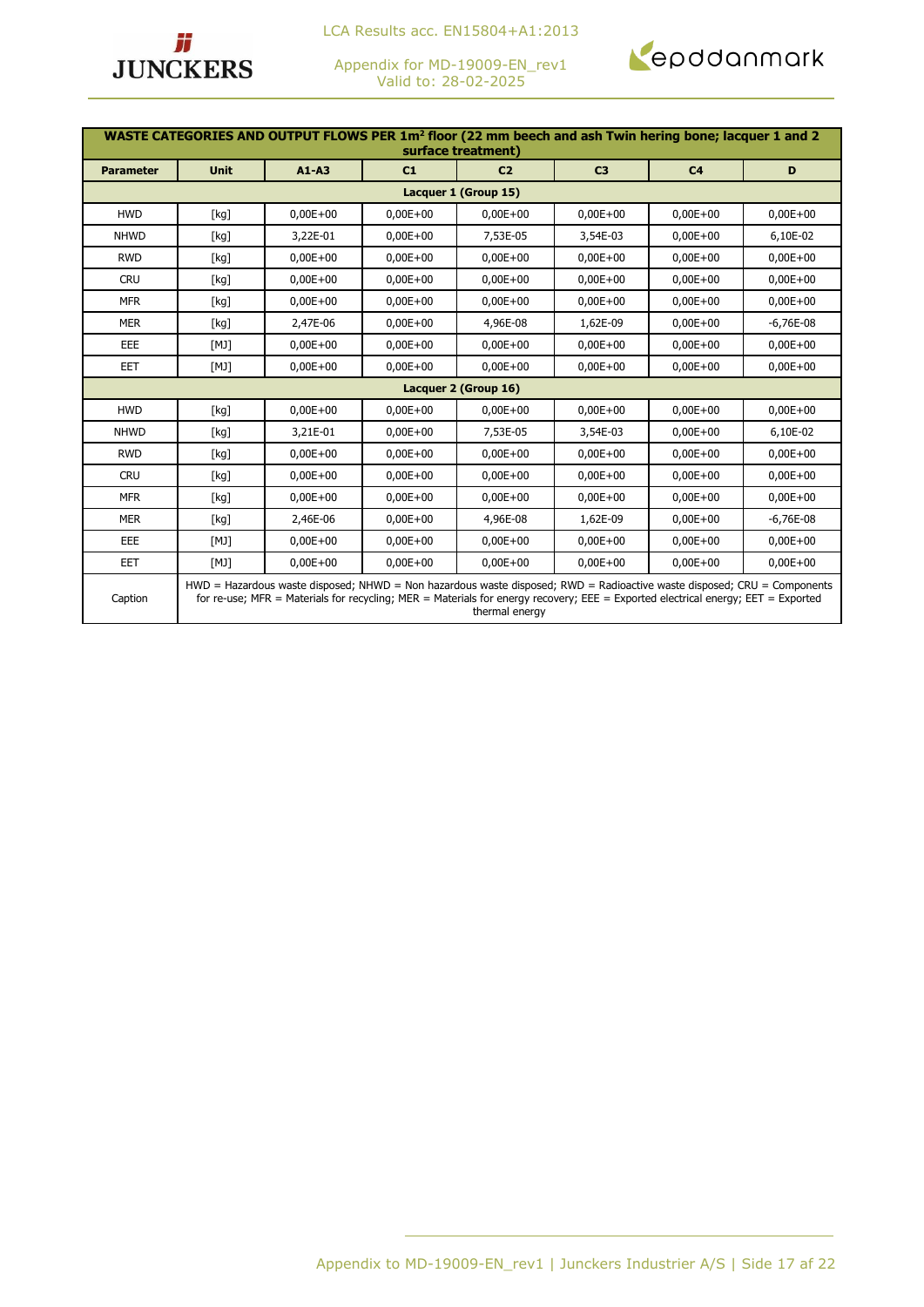| WASTE CATEGORIES AND OUTPUT FLOWS PER 1m² floor (22 mm beech and ash Twin hering bone; lacquer 1 and 2 surface treatment) | | | | | | | |
|---|---|---|---|---|---|---|---|
| **Parameter** | **Unit** | **A1-A3** | **C1** | **C2** | **C3** | **C4** | **D** |
| **Lacquer 1 (Group 15)** | | | | | | | |
| HWD | [kg] | 0,00E+00 | 0,00E+00 | 0,00E+00 | 0,00E+00 | 0,00E+00 | 0,00E+00 |
| NHWD | [kg] | 3,22E-01 | 0,00E+00 | 7,53E-05 | 3,54E-03 | 0,00E+00 | 6,10E-02 |
| RWD | [kg] | 0,00E+00 | 0,00E+00 | 0,00E+00 | 0,00E+00 | 0,00E+00 | 0,00E+00 |
| CRU | [kg] | 0,00E+00 | 0,00E+00 | 0,00E+00 | 0,00E+00 | 0,00E+00 | 0,00E+00 |
| MFR | [kg] | 0,00E+00 | 0,00E+00 | 0,00E+00 | 0,00E+00 | 0,00E+00 | 0,00E+00 |
| MER | [kg] | 2,47E-06 | 0,00E+00 | 4,96E-08 | 1,62E-09 | 0,00E+00 | -6,76E-08 |
| EEE | [MJ] | 0,00E+00 | 0,00E+00 | 0,00E+00 | 0,00E+00 | 0,00E+00 | 0,00E+00 |
| EET | [MJ] | 0,00E+00 | 0,00E+00 | 0,00E+00 | 0,00E+00 | 0,00E+00 | 0,00E+00 |
| **Lacquer 2 (Group 16)** | | | | | | | |
| HWD | [kg] | 0,00E+00 | 0,00E+00 | 0,00E+00 | 0,00E+00 | 0,00E+00 | 0,00E+00 |
| NHWD | [kg] | 3,21E-01 | 0,00E+00 | 7,53E-05 | 3,54E-03 | 0,00E+00 | 6,10E-02 |
| RWD | [kg] | 0,00E+00 | 0,00E+00 | 0,00E+00 | 0,00E+00 | 0,00E+00 | 0,00E+00 |
| CRU | [kg] | 0,00E+00 | 0,00E+00 | 0,00E+00 | 0,00E+00 | 0,00E+00 | 0,00E+00 |
| MFR | [kg] | 0,00E+00 | 0,00E+00 | 0,00E+00 | 0,00E+00 | 0,00E+00 | 0,00E+00 |
| MER | [kg] | 2,46E-06 | 0,00E+00 | 4,96E-08 | 1,62E-09 | 0,00E+00 | -6,76E-08 |
| EEE | [MJ] | 0,00E+00 | 0,00E+00 | 0,00E+00 | 0,00E+00 | 0,00E+00 | 0,00E+00 |
| EET | [MJ] | 0,00E+00 | 0,00E+00 | 0,00E+00 | 0,00E+00 | 0,00E+00 | 0,00E+00 |
| Caption | HWD = Hazardous waste disposed; NHWD = Non hazardous waste disposed; RWD = Radioactive waste disposed; CRU = Components for re-use; MFR = Materials for recycling; MER = Materials for energy recovery; EEE = Exported electrical energy; EET = Exported thermal energy | | | | | | |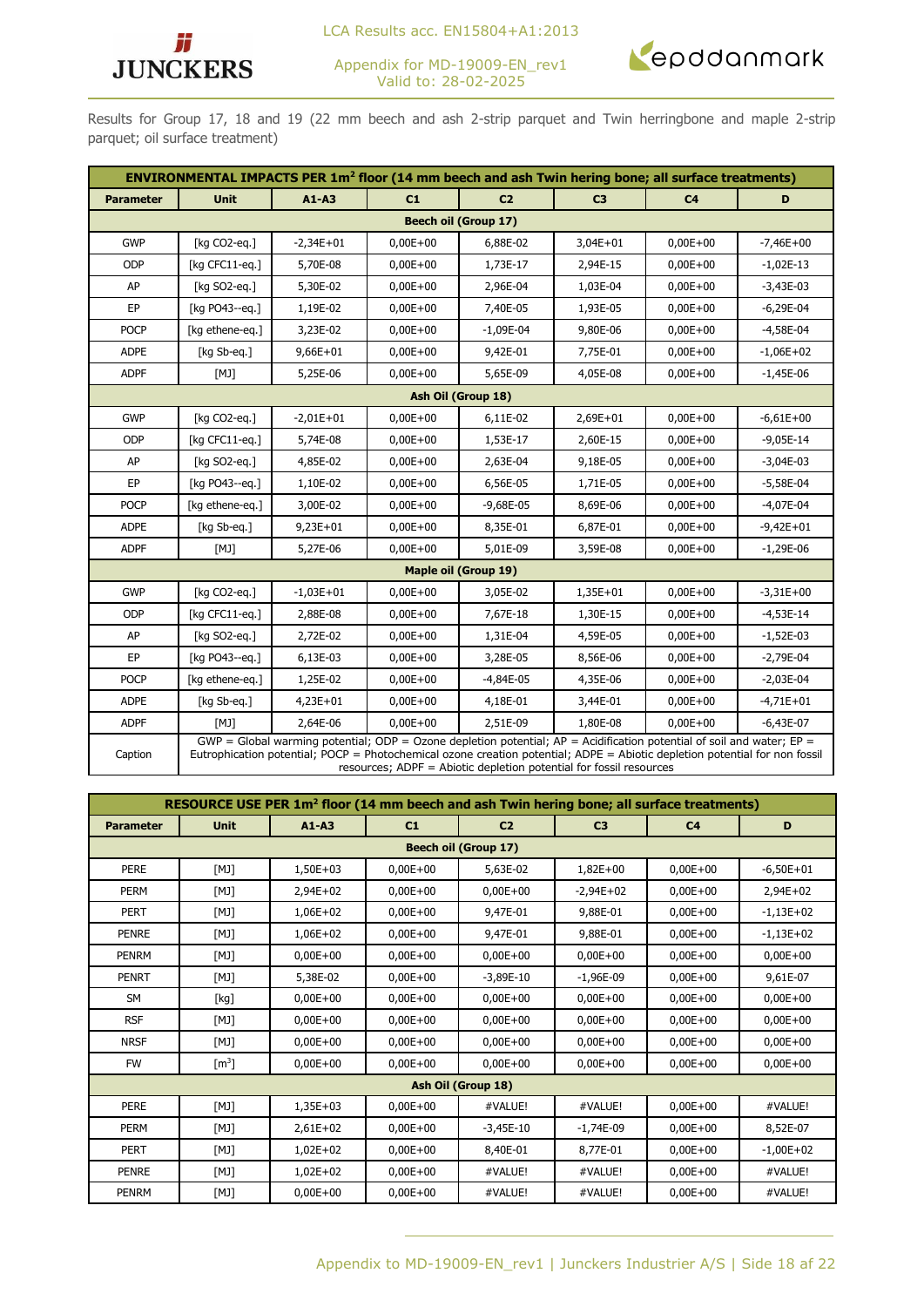Results for Group 17, 18 and 19 (22 mm beech and ash 2-strip parquet and Twin herringbone and maple 2-strip parquet; oil surface treatment)

| ENVIRONMENTAL IMPACTS PER 1m² floor (14 mm beech and ash Twin hering bone; all surface treatments) | | | | | | | |
|---|---|---|---|---|---|---|---|
| Parameter | Unit | A1-A3 | C1 | C2 | C3 | C4 | D |
| Beech oil (Group 17) | | | | | | | |
| GWP | [kg CO2-eq.] | -2,34E+01 | 0,00E+00 | 6,88E-02 | 3,04E+01 | 0,00E+00 | -7,46E+00 |
| ODP | [kg CFC11-eq.] | 5,70E-08 | 0,00E+00 | 1,73E-17 | 2,94E-15 | 0,00E+00 | -1,02E-13 |
| AP | [kg SO2-eq.] | 5,30E-02 | 0,00E+00 | 2,96E-04 | 1,03E-04 | 0,00E+00 | -3,43E-03 |
| EP | [kg PO43--eq.] | 1,19E-02 | 0,00E+00 | 7,40E-05 | 1,93E-05 | 0,00E+00 | -6,29E-04 |
| POCP | [kg ethene-eq.] | 3,23E-02 | 0,00E+00 | -1,09E-04 | 9,80E-06 | 0,00E+00 | -4,58E-04 |
| ADPE | [kg Sb-eq.] | 9,66E+01 | 0,00E+00 | 9,42E-01 | 7,75E-01 | 0,00E+00 | -1,06E+02 |
| ADPF | [MJ] | 5,25E-06 | 0,00E+00 | 5,65E-09 | 4,05E-08 | 0,00E+00 | -1,45E-06 |
| Ash Oil (Group 18) | | | | | | | |
| GWP | [kg CO2-eq.] | -2,01E+01 | 0,00E+00 | 6,11E-02 | 2,69E+01 | 0,00E+00 | -6,61E+00 |
| ODP | [kg CFC11-eq.] | 5,74E-08 | 0,00E+00 | 1,53E-17 | 2,60E-15 | 0,00E+00 | -9,05E-14 |
| AP | [kg SO2-eq.] | 4,85E-02 | 0,00E+00 | 2,63E-04 | 9,18E-05 | 0,00E+00 | -3,04E-03 |
| EP | [kg PO43--eq.] | 1,10E-02 | 0,00E+00 | 6,56E-05 | 1,71E-05 | 0,00E+00 | -5,58E-04 |
| POCP | [kg ethene-eq.] | 3,00E-02 | 0,00E+00 | -9,68E-05 | 8,69E-06 | 0,00E+00 | -4,07E-04 |
| ADPE | [kg Sb-eq.] | 9,23E+01 | 0,00E+00 | 8,35E-01 | 6,87E-01 | 0,00E+00 | -9,42E+01 |
| ADPF | [MJ] | 5,27E-06 | 0,00E+00 | 5,01E-09 | 3,59E-08 | 0,00E+00 | -1,29E-06 |
| Maple oil (Group 19) | | | | | | | |
| GWP | [kg CO2-eq.] | -1,03E+01 | 0,00E+00 | 3,05E-02 | 1,35E+01 | 0,00E+00 | -3,31E+00 |
| ODP | [kg CFC11-eq.] | 2,88E-08 | 0,00E+00 | 7,67E-18 | 1,30E-15 | 0,00E+00 | -4,53E-14 |
| AP | [kg SO2-eq.] | 2,72E-02 | 0,00E+00 | 1,31E-04 | 4,59E-05 | 0,00E+00 | -1,52E-03 |
| EP | [kg PO43--eq.] | 6,13E-03 | 0,00E+00 | 3,28E-05 | 8,56E-06 | 0,00E+00 | -2,79E-04 |
| POCP | [kg ethene-eq.] | 1,25E-02 | 0,00E+00 | -4,84E-05 | 4,35E-06 | 0,00E+00 | -2,03E-04 |
| ADPE | [kg Sb-eq.] | 4,23E+01 | 0,00E+00 | 4,18E-01 | 3,44E-01 | 0,00E+00 | -4,71E+01 |
| ADPF | [MJ] | 2,64E-06 | 0,00E+00 | 2,51E-09 | 1,80E-08 | 0,00E+00 | -6,43E-07 |
| Caption | GWP = Global warming potential; ODP = Ozone depletion potential; AP = Acidification potential of soil and water; EP = Eutrophication potential; POCP = Photochemical ozone creation potential; ADPE = Abiotic depletion potential for non fossil resources; ADPF = Abiotic depletion potential for fossil resources | | | | | | |

| RESOURCE USE PER 1m² floor (14 mm beech and ash Twin hering bone; all surface treatments) | | | | | | | |
|---|---|---|---|---|---|---|---|
| Parameter | Unit | A1-A3 | C1 | C2 | C3 | C4 | D |
| Beech oil (Group 17) | | | | | | | |
| PERE | [MJ] | 1,50E+03 | 0,00E+00 | 5,63E-02 | 1,82E+00 | 0,00E+00 | -6,50E+01 |
| PERM | [MJ] | 2,94E+02 | 0,00E+00 | 0,00E+00 | -2,94E+02 | 0,00E+00 | 2,94E+02 |
| PERT | [MJ] | 1,06E+02 | 0,00E+00 | 9,47E-01 | 9,88E-01 | 0,00E+00 | -1,13E+02 |
| PENRE | [MJ] | 1,06E+02 | 0,00E+00 | 9,47E-01 | 9,88E-01 | 0,00E+00 | -1,13E+02 |
| PENRM | [MJ] | 0,00E+00 | 0,00E+00 | 0,00E+00 | 0,00E+00 | 0,00E+00 | 0,00E+00 |
| PENRT | [MJ] | 5,38E-02 | 0,00E+00 | -3,89E-10 | -1,96E-09 | 0,00E+00 | 9,61E-07 |
| SM | [kg] | 0,00E+00 | 0,00E+00 | 0,00E+00 | 0,00E+00 | 0,00E+00 | 0,00E+00 |
| RSF | [MJ] | 0,00E+00 | 0,00E+00 | 0,00E+00 | 0,00E+00 | 0,00E+00 | 0,00E+00 |
| NRSF | [MJ] | 0,00E+00 | 0,00E+00 | 0,00E+00 | 0,00E+00 | 0,00E+00 | 0,00E+00 |
| FW | [m³] | 0,00E+00 | 0,00E+00 | 0,00E+00 | 0,00E+00 | 0,00E+00 | 0,00E+00 |
| Ash Oil (Group 18) | | | | | | | |
| PERE | [MJ] | 1,35E+03 | 0,00E+00 | #VALUE! | #VALUE! | 0,00E+00 | #VALUE! |
| PERM | [MJ] | 2,61E+02 | 0,00E+00 | -3,45E-10 | -1,74E-09 | 0,00E+00 | 8,52E-07 |
| PERT | [MJ] | 1,02E+02 | 0,00E+00 | 8,40E-01 | 8,77E-01 | 0,00E+00 | -1,00E+02 |
| PENRE | [MJ] | 1,02E+02 | 0,00E+00 | #VALUE! | #VALUE! | 0,00E+00 | #VALUE! |
| PENRM | [MJ] | 0,00E+00 | 0,00E+00 | #VALUE! | #VALUE! | 0,00E+00 | #VALUE! |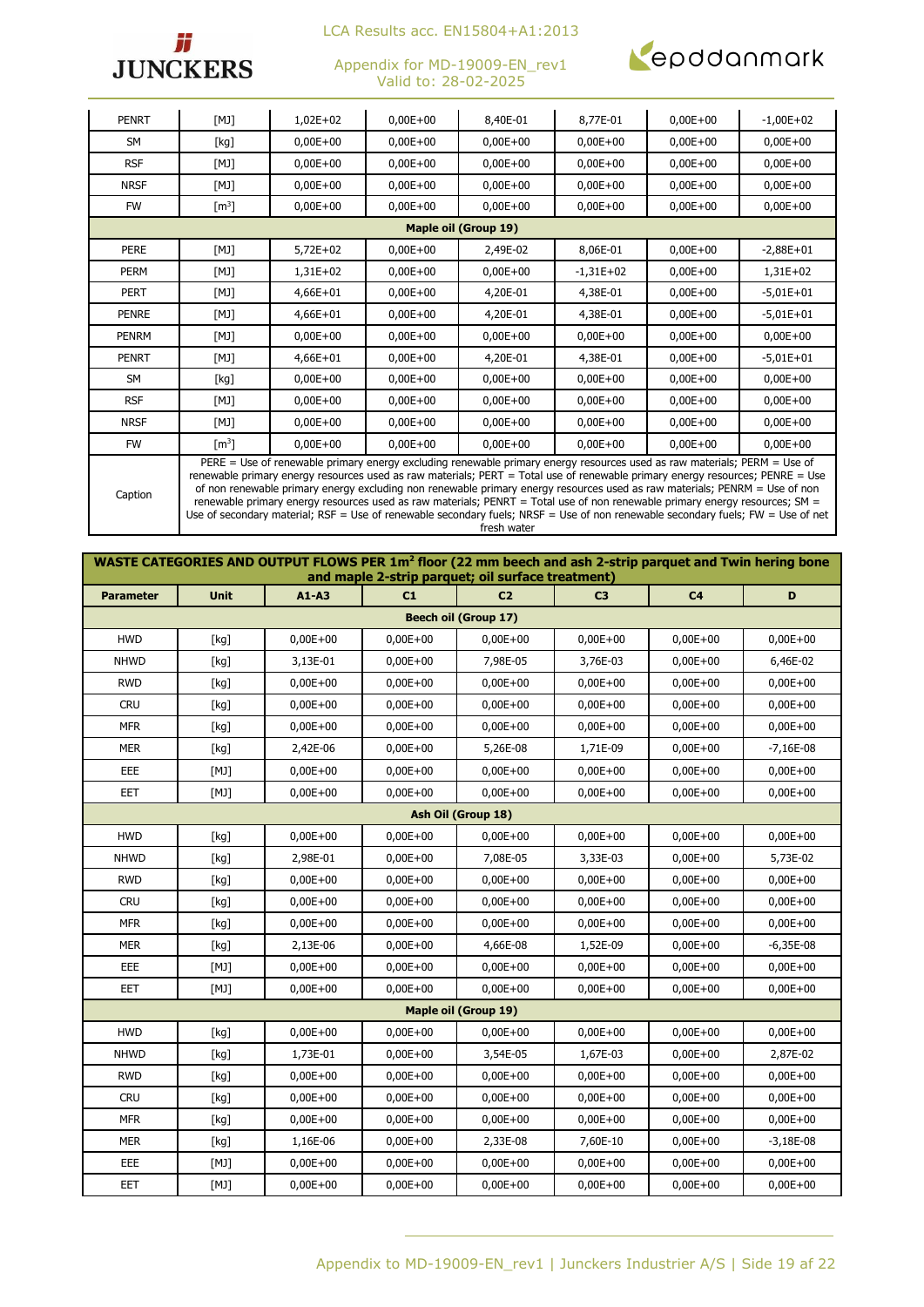| | | | | | | | |
|---|---|---|---|---|---|---|---|
| PENRT | [MJ] | 1,02E+02 | 0,00E+00 | 8,40E-01 | 8,77E-01 | 0,00E+00 | -1,00E+02 |
| SM | [kg] | 0,00E+00 | 0,00E+00 | 0,00E+00 | 0,00E+00 | 0,00E+00 | 0,00E+00 |
| RSF | [MJ] | 0,00E+00 | 0,00E+00 | 0,00E+00 | 0,00E+00 | 0,00E+00 | 0,00E+00 |
| NRSF | [MJ] | 0,00E+00 | 0,00E+00 | 0,00E+00 | 0,00E+00 | 0,00E+00 | 0,00E+00 |
| FW | [m³] | 0,00E+00 | 0,00E+00 | 0,00E+00 | 0,00E+00 | 0,00E+00 | 0,00E+00 |
| **Maple oil (Group 19)** | | | | | | | |
| PERE | [MJ] | 5,72E+02 | 0,00E+00 | 2,49E-02 | 8,06E-01 | 0,00E+00 | -2,88E+01 |
| PERM | [MJ] | 1,31E+02 | 0,00E+00 | 0,00E+00 | -1,31E+02 | 0,00E+00 | 1,31E+02 |
| PERT | [MJ] | 4,66E+01 | 0,00E+00 | 4,20E-01 | 4,38E-01 | 0,00E+00 | -5,01E+01 |
| PENRE | [MJ] | 4,66E+01 | 0,00E+00 | 4,20E-01 | 4,38E-01 | 0,00E+00 | -5,01E+01 |
| PENRM | [MJ] | 0,00E+00 | 0,00E+00 | 0,00E+00 | 0,00E+00 | 0,00E+00 | 0,00E+00 |
| PENRT | [MJ] | 4,66E+01 | 0,00E+00 | 4,20E-01 | 4,38E-01 | 0,00E+00 | -5,01E+01 |
| SM | [kg] | 0,00E+00 | 0,00E+00 | 0,00E+00 | 0,00E+00 | 0,00E+00 | 0,00E+00 |
| RSF | [MJ] | 0,00E+00 | 0,00E+00 | 0,00E+00 | 0,00E+00 | 0,00E+00 | 0,00E+00 |
| NRSF | [MJ] | 0,00E+00 | 0,00E+00 | 0,00E+00 | 0,00E+00 | 0,00E+00 | 0,00E+00 |
| FW | [m³] | 0,00E+00 | 0,00E+00 | 0,00E+00 | 0,00E+00 | 0,00E+00 | 0,00E+00 |
| Caption | PERE = Use of renewable primary energy excluding renewable primary energy resources used as raw materials; PERM = Use of renewable primary energy resources used as raw materials; PERT = Total use of renewable primary energy resources; PENRE = Use of non renewable primary energy excluding non renewable primary energy resources used as raw materials; PENRM = Use of non renewable primary energy resources used as raw materials; PENRT = Total use of non renewable primary energy resources; SM = Use of secondary material; RSF = Use of renewable secondary fuels; NRSF = Use of non renewable secondary fuels; FW = Use of net fresh water | | | | | | |

**WASTE CATEGORIES AND OUTPUT FLOWS PER 1m² floor (22 mm beech and ash 2-strip parquet and Twin hering bone and maple 2-strip parquet; oil surface treatment)**

| Parameter | Unit | A1-A3 | C1 | C2 | C3 | C4 | D |
|---|---|---|---|---|---|---|---|
| **Beech oil (Group 17)** | | | | | | | |
| HWD | [kg] | 0,00E+00 | 0,00E+00 | 0,00E+00 | 0,00E+00 | 0,00E+00 | 0,00E+00 |
| NHWD | [kg] | 3,13E-01 | 0,00E+00 | 7,98E-05 | 3,76E-03 | 0,00E+00 | 6,46E-02 |
| RWD | [kg] | 0,00E+00 | 0,00E+00 | 0,00E+00 | 0,00E+00 | 0,00E+00 | 0,00E+00 |
| CRU | [kg] | 0,00E+00 | 0,00E+00 | 0,00E+00 | 0,00E+00 | 0,00E+00 | 0,00E+00 |
| MFR | [kg] | 0,00E+00 | 0,00E+00 | 0,00E+00 | 0,00E+00 | 0,00E+00 | 0,00E+00 |
| MER | [kg] | 2,42E-06 | 0,00E+00 | 5,26E-08 | 1,71E-09 | 0,00E+00 | -7,16E-08 |
| EEE | [MJ] | 0,00E+00 | 0,00E+00 | 0,00E+00 | 0,00E+00 | 0,00E+00 | 0,00E+00 |
| EET | [MJ] | 0,00E+00 | 0,00E+00 | 0,00E+00 | 0,00E+00 | 0,00E+00 | 0,00E+00 |
| **Ash Oil (Group 18)** | | | | | | | |
| HWD | [kg] | 0,00E+00 | 0,00E+00 | 0,00E+00 | 0,00E+00 | 0,00E+00 | 0,00E+00 |
| NHWD | [kg] | 2,98E-01 | 0,00E+00 | 7,08E-05 | 3,33E-03 | 0,00E+00 | 5,73E-02 |
| RWD | [kg] | 0,00E+00 | 0,00E+00 | 0,00E+00 | 0,00E+00 | 0,00E+00 | 0,00E+00 |
| CRU | [kg] | 0,00E+00 | 0,00E+00 | 0,00E+00 | 0,00E+00 | 0,00E+00 | 0,00E+00 |
| MFR | [kg] | 0,00E+00 | 0,00E+00 | 0,00E+00 | 0,00E+00 | 0,00E+00 | 0,00E+00 |
| MER | [kg] | 2,13E-06 | 0,00E+00 | 4,66E-08 | 1,52E-09 | 0,00E+00 | -6,35E-08 |
| EEE | [MJ] | 0,00E+00 | 0,00E+00 | 0,00E+00 | 0,00E+00 | 0,00E+00 | 0,00E+00 |
| EET | [MJ] | 0,00E+00 | 0,00E+00 | 0,00E+00 | 0,00E+00 | 0,00E+00 | 0,00E+00 |
| **Maple oil (Group 19)** | | | | | | | |
| HWD | [kg] | 0,00E+00 | 0,00E+00 | 0,00E+00 | 0,00E+00 | 0,00E+00 | 0,00E+00 |
| NHWD | [kg] | 1,73E-01 | 0,00E+00 | 3,54E-05 | 1,67E-03 | 0,00E+00 | 2,87E-02 |
| RWD | [kg] | 0,00E+00 | 0,00E+00 | 0,00E+00 | 0,00E+00 | 0,00E+00 | 0,00E+00 |
| CRU | [kg] | 0,00E+00 | 0,00E+00 | 0,00E+00 | 0,00E+00 | 0,00E+00 | 0,00E+00 |
| MFR | [kg] | 0,00E+00 | 0,00E+00 | 0,00E+00 | 0,00E+00 | 0,00E+00 | 0,00E+00 |
| MER | [kg] | 1,16E-06 | 0,00E+00 | 2,33E-08 | 7,60E-10 | 0,00E+00 | -3,18E-08 |
| EEE | [MJ] | 0,00E+00 | 0,00E+00 | 0,00E+00 | 0,00E+00 | 0,00E+00 | 0,00E+00 |
| EET | [MJ] | 0,00E+00 | 0,00E+00 | 0,00E+00 | 0,00E+00 | 0,00E+00 | 0,00E+00 |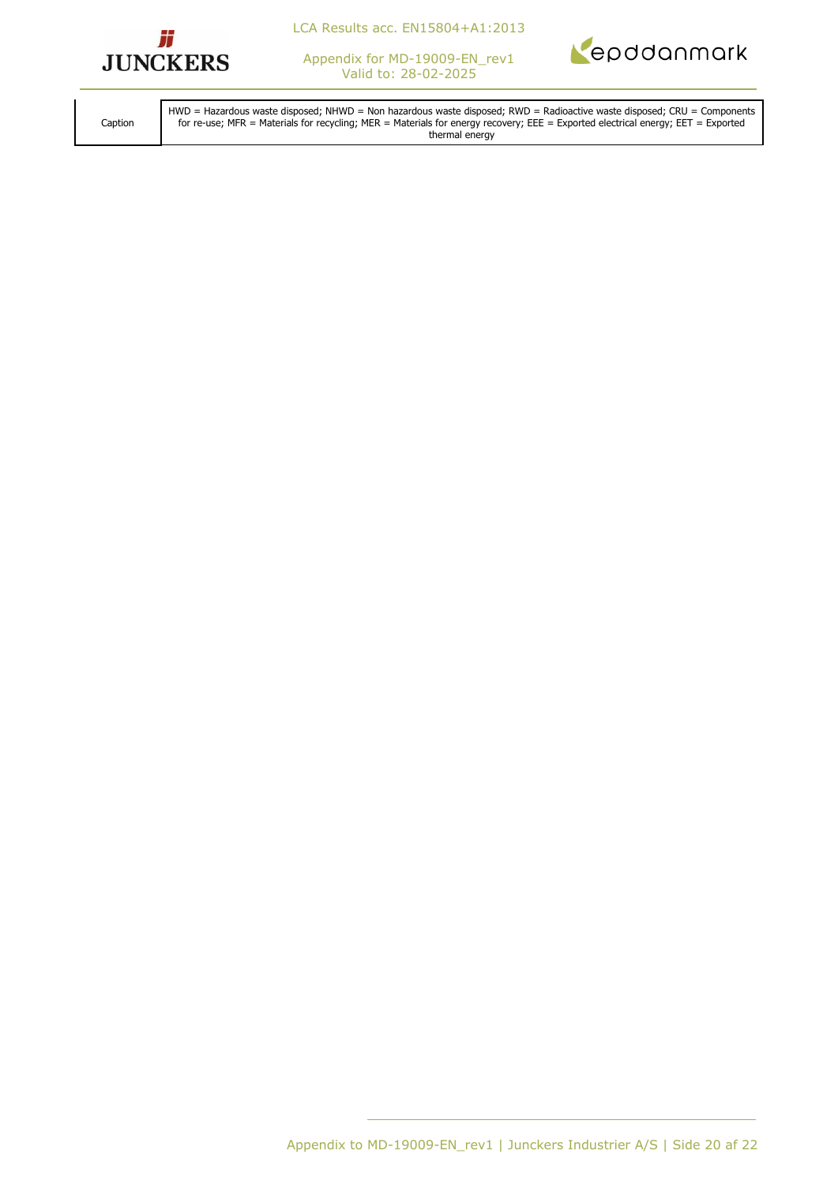| Caption | HWD = Hazardous waste disposed; NHWD = Non hazardous waste disposed; RWD = Radioactive waste disposed; CRU = Components for re-use; MFR = Materials for recycling; MER = Materials for energy recovery; EEE = Exported electrical energy; EET = Exported thermal energy |
|---|---|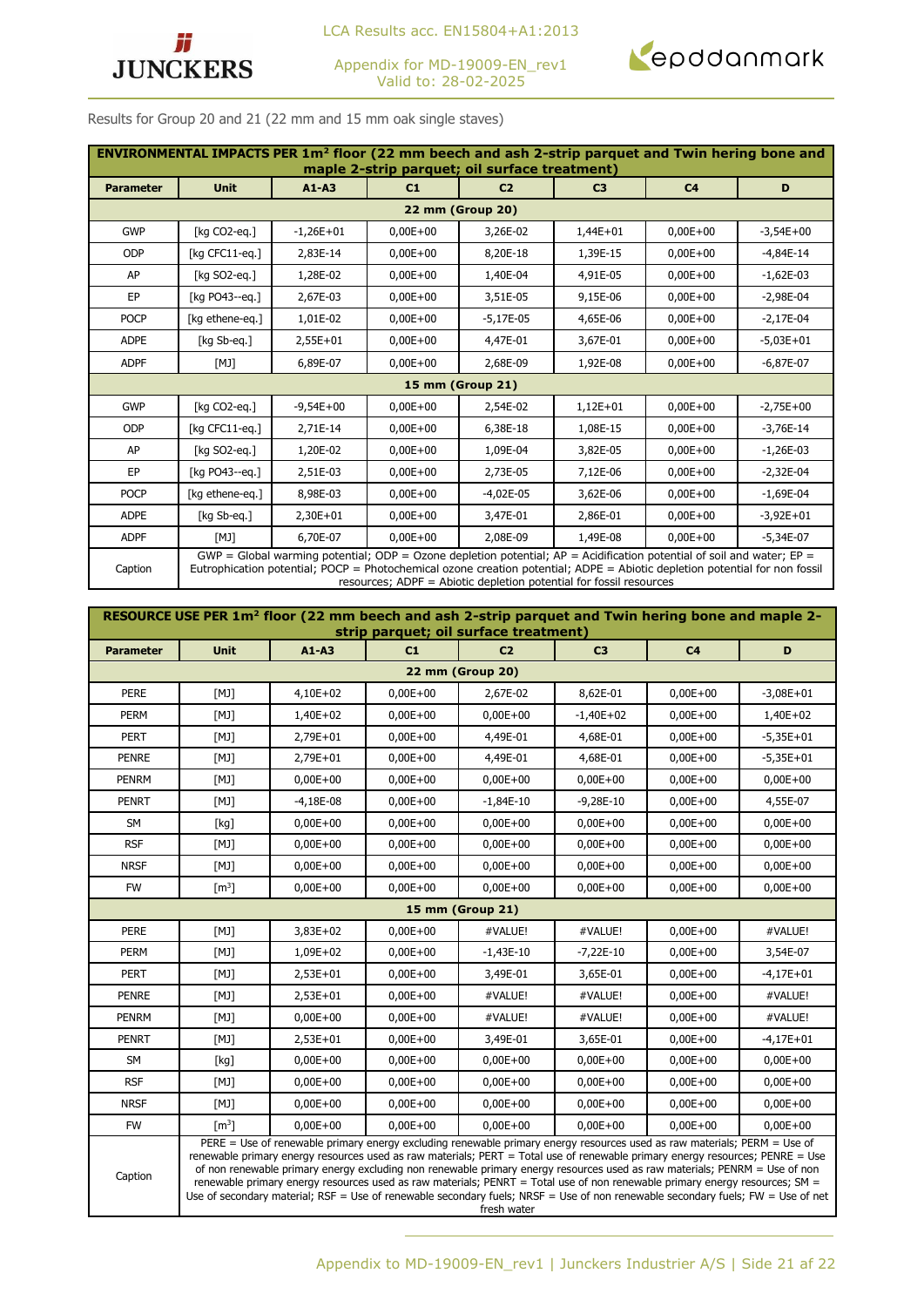Results for Group 20 and 21 (22 mm and 15 mm oak single staves)

| ENVIRONMENTAL IMPACTS PER 1m² floor (22 mm beech and ash 2-strip parquet and Twin hering bone and maple 2-strip parquet; oil surface treatment) | | | | | | | |
|---|---|---|---|---|---|---|---|
| **Parameter** | **Unit** | **A1-A3** | **C1** | **C2** | **C3** | **C4** | **D** |
| **22 mm (Group 20)** | | | | | | | |
| GWP | [kg CO2-eq.] | -1,26E+01 | 0,00E+00 | 3,26E-02 | 1,44E+01 | 0,00E+00 | -3,54E+00 |
| ODP | [kg CFC11-eq.] | 2,83E-14 | 0,00E+00 | 8,20E-18 | 1,39E-15 | 0,00E+00 | -4,84E-14 |
| AP | [kg SO2-eq.] | 1,28E-02 | 0,00E+00 | 1,40E-04 | 4,91E-05 | 0,00E+00 | -1,62E-03 |
| EP | [kg PO43--eq.] | 2,67E-03 | 0,00E+00 | 3,51E-05 | 9,15E-06 | 0,00E+00 | -2,98E-04 |
| POCP | [kg ethene-eq.] | 1,01E-02 | 0,00E+00 | -5,17E-05 | 4,65E-06 | 0,00E+00 | -2,17E-04 |
| ADPE | [kg Sb-eq.] | 2,55E+01 | 0,00E+00 | 4,47E-01 | 3,67E-01 | 0,00E+00 | -5,03E+01 |
| ADPF | [MJ] | 6,89E-07 | 0,00E+00 | 2,68E-09 | 1,92E-08 | 0,00E+00 | -6,87E-07 |
| **15 mm (Group 21)** | | | | | | | |
| GWP | [kg CO2-eq.] | -9,54E+00 | 0,00E+00 | 2,54E-02 | 1,12E+01 | 0,00E+00 | -2,75E+00 |
| ODP | [kg CFC11-eq.] | 2,71E-14 | 0,00E+00 | 6,38E-18 | 1,08E-15 | 0,00E+00 | -3,76E-14 |
| AP | [kg SO2-eq.] | 1,20E-02 | 0,00E+00 | 1,09E-04 | 3,82E-05 | 0,00E+00 | -1,26E-03 |
| EP | [kg PO43--eq.] | 2,51E-03 | 0,00E+00 | 2,73E-05 | 7,12E-06 | 0,00E+00 | -2,32E-04 |
| POCP | [kg ethene-eq.] | 8,98E-03 | 0,00E+00 | -4,02E-05 | 3,62E-06 | 0,00E+00 | -1,69E-04 |
| ADPE | [kg Sb-eq.] | 2,30E+01 | 0,00E+00 | 3,47E-01 | 2,86E-01 | 0,00E+00 | -3,92E+01 |
| ADPF | [MJ] | 6,70E-07 | 0,00E+00 | 2,08E-09 | 1,49E-08 | 0,00E+00 | -5,34E-07 |
| Caption | GWP = Global warming potential; ODP = Ozone depletion potential; AP = Acidification potential of soil and water; EP = Eutrophication potential; POCP = Photochemical ozone creation potential; ADPE = Abiotic depletion potential for non fossil resources; ADPF = Abiotic depletion potential for fossil resources | | | | | | |

| RESOURCE USE PER 1m² floor (22 mm beech and ash 2-strip parquet and Twin hering bone and maple 2-strip parquet; oil surface treatment) | | | | | | | |
|---|---|---|---|---|---|---|---|
| **Parameter** | **Unit** | **A1-A3** | **C1** | **C2** | **C3** | **C4** | **D** |
| **22 mm (Group 20)** | | | | | | | |
| PERE | [MJ] | 4,10E+02 | 0,00E+00 | 2,67E-02 | 8,62E-01 | 0,00E+00 | -3,08E+01 |
| PERM | [MJ] | 1,40E+02 | 0,00E+00 | 0,00E+00 | -1,40E+02 | 0,00E+00 | 1,40E+02 |
| PERT | [MJ] | 2,79E+01 | 0,00E+00 | 4,49E-01 | 4,68E-01 | 0,00E+00 | -5,35E+01 |
| PENRE | [MJ] | 2,79E+01 | 0,00E+00 | 4,49E-01 | 4,68E-01 | 0,00E+00 | -5,35E+01 |
| PENRM | [MJ] | 0,00E+00 | 0,00E+00 | 0,00E+00 | 0,00E+00 | 0,00E+00 | 0,00E+00 |
| PENRT | [MJ] | -4,18E-08 | 0,00E+00 | -1,84E-10 | -9,28E-10 | 0,00E+00 | 4,55E-07 |
| SM | [kg] | 0,00E+00 | 0,00E+00 | 0,00E+00 | 0,00E+00 | 0,00E+00 | 0,00E+00 |
| RSF | [MJ] | 0,00E+00 | 0,00E+00 | 0,00E+00 | 0,00E+00 | 0,00E+00 | 0,00E+00 |
| NRSF | [MJ] | 0,00E+00 | 0,00E+00 | 0,00E+00 | 0,00E+00 | 0,00E+00 | 0,00E+00 |
| FW | [m³] | 0,00E+00 | 0,00E+00 | 0,00E+00 | 0,00E+00 | 0,00E+00 | 0,00E+00 |
| **15 mm (Group 21)** | | | | | | | |
| PERE | [MJ] | 3,83E+02 | 0,00E+00 | #VALUE! | #VALUE! | 0,00E+00 | #VALUE! |
| PERM | [MJ] | 1,09E+02 | 0,00E+00 | -1,43E-10 | -7,22E-10 | 0,00E+00 | 3,54E-07 |
| PERT | [MJ] | 2,53E+01 | 0,00E+00 | 3,49E-01 | 3,65E-01 | 0,00E+00 | -4,17E+01 |
| PENRE | [MJ] | 2,53E+01 | 0,00E+00 | #VALUE! | #VALUE! | 0,00E+00 | #VALUE! |
| PENRM | [MJ] | 0,00E+00 | 0,00E+00 | #VALUE! | #VALUE! | 0,00E+00 | #VALUE! |
| PENRT | [MJ] | 2,53E+01 | 0,00E+00 | 3,49E-01 | 3,65E-01 | 0,00E+00 | -4,17E+01 |
| SM | [kg] | 0,00E+00 | 0,00E+00 | 0,00E+00 | 0,00E+00 | 0,00E+00 | 0,00E+00 |
| RSF | [MJ] | 0,00E+00 | 0,00E+00 | 0,00E+00 | 0,00E+00 | 0,00E+00 | 0,00E+00 |
| NRSF | [MJ] | 0,00E+00 | 0,00E+00 | 0,00E+00 | 0,00E+00 | 0,00E+00 | 0,00E+00 |
| FW | [m³] | 0,00E+00 | 0,00E+00 | 0,00E+00 | 0,00E+00 | 0,00E+00 | 0,00E+00 |
| Caption | PERE = Use of renewable primary energy excluding renewable primary energy resources used as raw materials; PERM = Use of renewable primary energy resources used as raw materials; PERT = Total use of renewable primary energy resources; PENRE = Use of non renewable primary energy excluding non renewable primary energy resources used as raw materials; PENRM = Use of non renewable primary energy resources used as raw materials; PENRT = Total use of non renewable primary energy resources; SM = Use of secondary material; RSF = Use of renewable secondary fuels; NRSF = Use of non renewable secondary fuels; FW = Use of net fresh water | | | | | | |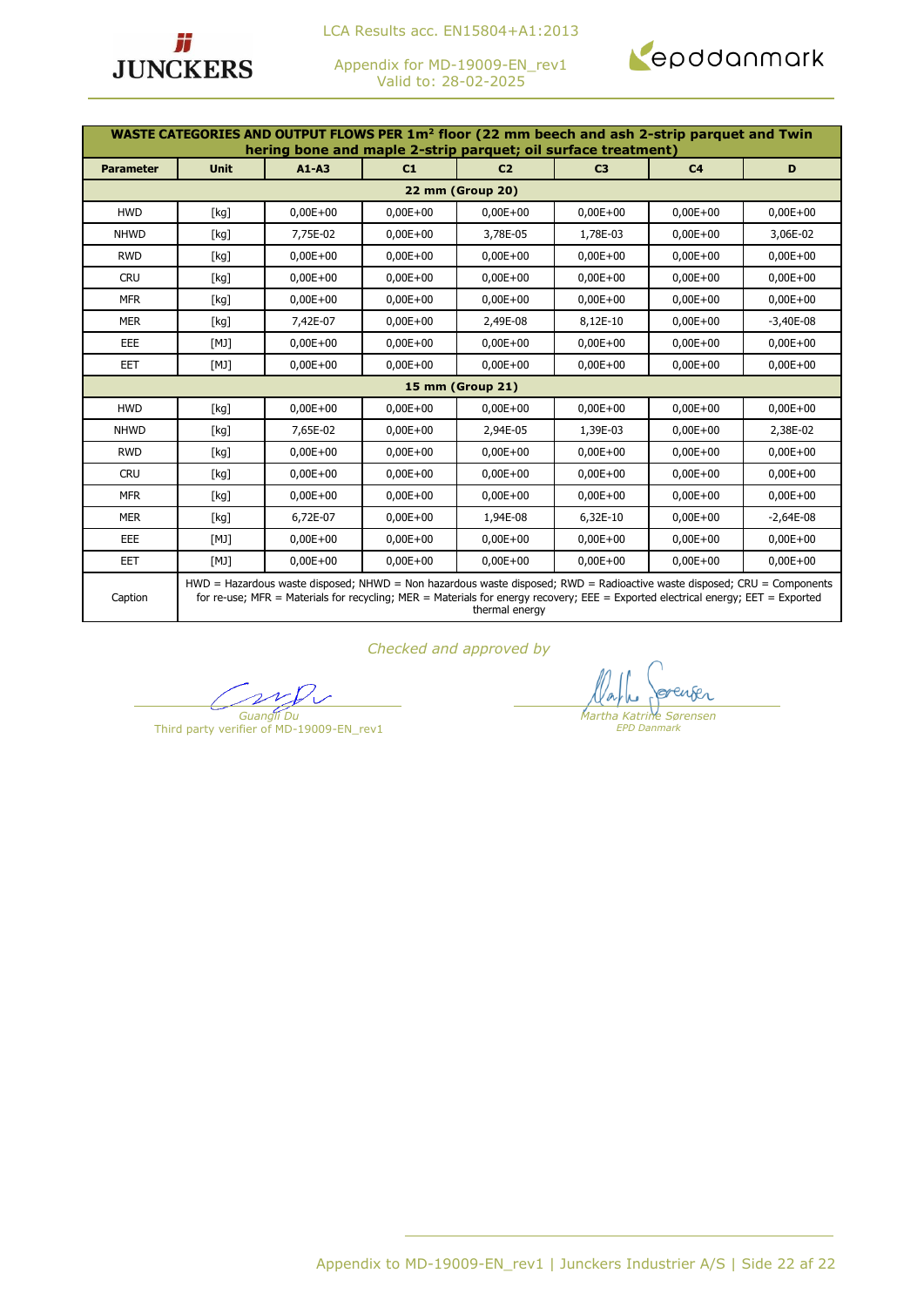| WASTE CATEGORIES AND OUTPUT FLOWS PER 1m² floor (22 mm beech and ash 2-strip parquet and Twin hering bone and maple 2-strip parquet; oil surface treatment) | | | | | | | |
|---|---|---|---|---|---|---|---|
| **Parameter** | **Unit** | **A1-A3** | **C1** | **C2** | **C3** | **C4** | **D** |
| **22 mm (Group 20)** | | | | | | | |
| HWD | [kg] | 0,00E+00 | 0,00E+00 | 0,00E+00 | 0,00E+00 | 0,00E+00 | 0,00E+00 |
| NHWD | [kg] | 7,75E-02 | 0,00E+00 | 3,78E-05 | 1,78E-03 | 0,00E+00 | 3,06E-02 |
| RWD | [kg] | 0,00E+00 | 0,00E+00 | 0,00E+00 | 0,00E+00 | 0,00E+00 | 0,00E+00 |
| CRU | [kg] | 0,00E+00 | 0,00E+00 | 0,00E+00 | 0,00E+00 | 0,00E+00 | 0,00E+00 |
| MFR | [kg] | 0,00E+00 | 0,00E+00 | 0,00E+00 | 0,00E+00 | 0,00E+00 | 0,00E+00 |
| MER | [kg] | 7,42E-07 | 0,00E+00 | 2,49E-08 | 8,12E-10 | 0,00E+00 | -3,40E-08 |
| EEE | [MJ] | 0,00E+00 | 0,00E+00 | 0,00E+00 | 0,00E+00 | 0,00E+00 | 0,00E+00 |
| EET | [MJ] | 0,00E+00 | 0,00E+00 | 0,00E+00 | 0,00E+00 | 0,00E+00 | 0,00E+00 |
| **15 mm (Group 21)** | | | | | | | |
| HWD | [kg] | 0,00E+00 | 0,00E+00 | 0,00E+00 | 0,00E+00 | 0,00E+00 | 0,00E+00 |
| NHWD | [kg] | 7,65E-02 | 0,00E+00 | 2,94E-05 | 1,39E-03 | 0,00E+00 | 2,38E-02 |
| RWD | [kg] | 0,00E+00 | 0,00E+00 | 0,00E+00 | 0,00E+00 | 0,00E+00 | 0,00E+00 |
| CRU | [kg] | 0,00E+00 | 0,00E+00 | 0,00E+00 | 0,00E+00 | 0,00E+00 | 0,00E+00 |
| MFR | [kg] | 0,00E+00 | 0,00E+00 | 0,00E+00 | 0,00E+00 | 0,00E+00 | 0,00E+00 |
| MER | [kg] | 6,72E-07 | 0,00E+00 | 1,94E-08 | 6,32E-10 | 0,00E+00 | -2,64E-08 |
| EEE | [MJ] | 0,00E+00 | 0,00E+00 | 0,00E+00 | 0,00E+00 | 0,00E+00 | 0,00E+00 |
| EET | [MJ] | 0,00E+00 | 0,00E+00 | 0,00E+00 | 0,00E+00 | 0,00E+00 | 0,00E+00 |
| Caption | HWD = Hazardous waste disposed; NHWD = Non hazardous waste disposed; RWD = Radioactive waste disposed; CRU = Components for re-use; MFR = Materials for recycling; MER = Materials for energy recovery; EEE = Exported electrical energy; EET = Exported thermal energy | | | | | | |

*Checked and approved by*

*Guangli Du*
Third party verifier of MD-19009-EN_rev1

*Martha Katrine Sørensen*
*EPD Danmark*